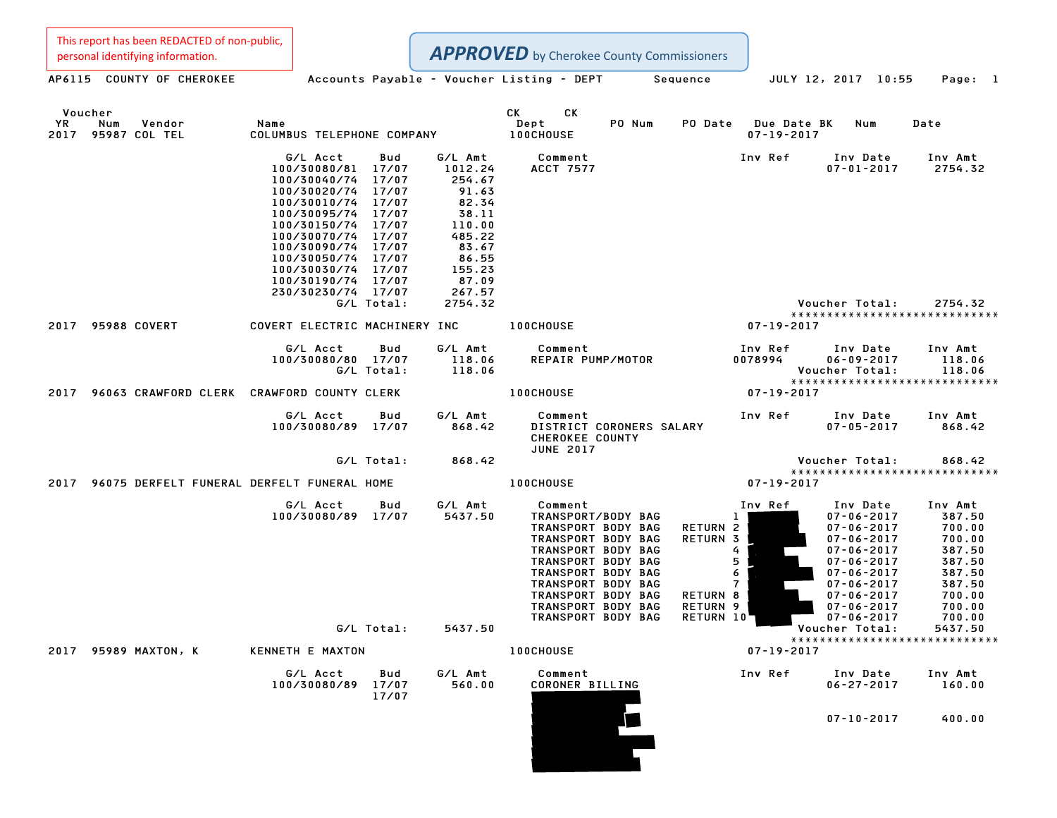This report has been REDACTED of non-public, personal identifying information.

**APPROVED** by Cherokee County Commissioners

AP6115 COUNTY OF CHEROKEE — Accounts Payable - Voucher Listing - DEPT Sequence — JULY 12, 2017 10:55

| Voucher YR | Num | Vendor | Name | CK Dept | CK | PO Num | PO Date | Due Date | BK | Num | Date |
|---|---|---|---|---|---|---|---|---|---|---|---|
| 2017 | 95987 | COL TEL | COLUMBUS TELEPHONE COMPANY | 100CHOUSE | | | | 07-19-2017 | | | |

| G/L Acct | Bud | G/L Amt | Comment | Inv Ref | Inv Date | Inv Amt |
|---|---|---|---|---|---|---|
| 100/30080/81 | 17/07 | 1012.24 | ACCT 7577 | | 07-01-2017 | 2754.32 |
| 100/30040/74 | 17/07 | 254.67 | | | | |
| 100/30020/74 | 17/07 | 91.63 | | | | |
| 100/30010/74 | 17/07 | 82.34 | | | | |
| 100/30095/74 | 17/07 | 38.11 | | | | |
| 100/30150/74 | 17/07 | 110.00 | | | | |
| 100/30070/74 | 17/07 | 485.22 | | | | |
| 100/30090/74 | 17/07 | 83.67 | | | | |
| 100/30050/74 | 17/07 | 86.55 | | | | |
| 100/30030/74 | 17/07 | 155.23 | | | | |
| 100/30190/74 | 17/07 | 87.09 | | | | |
| 230/30230/74 | 17/07 | 267.57 | | | | |
| G/L Total: | | 2754.32 | | | Voucher Total: | 2754.32 |

****************************

| Voucher YR | Num | Vendor | Name | CK Dept | Due Date |
|---|---|---|---|---|---|
| 2017 | 95988 | COVERT | COVERT ELECTRIC MACHINERY INC | 100CHOUSE | 07-19-2017 |

| G/L Acct | Bud | G/L Amt | Comment | Inv Ref | Inv Date | Inv Amt |
|---|---|---|---|---|---|---|
| 100/30080/80 | 17/07 | 118.06 | REPAIR PUMP/MOTOR | 0078994 | 06-09-2017 | 118.06 |
| G/L Total: | | 118.06 | | | Voucher Total: | 118.06 |

****************************

| Voucher YR | Num | Vendor | Name | CK Dept | Due Date |
|---|---|---|---|---|---|
| 2017 | 96063 | CRAWFORD CLERK | CRAWFORD COUNTY CLERK | 100CHOUSE | 07-19-2017 |

| G/L Acct | Bud | G/L Amt | Comment | Inv Ref | Inv Date | Inv Amt |
|---|---|---|---|---|---|---|
| 100/30080/89 | 17/07 | 868.42 | DISTRICT CORONERS SALARY CHEROKEE COUNTY JUNE 2017 | | 07-05-2017 | 868.42 |
| G/L Total: | | 868.42 | | | Voucher Total: | 868.42 |

****************************

| Voucher YR | Num | Vendor | Name | CK Dept | Due Date |
|---|---|---|---|---|---|
| 2017 | 96075 | DERFELT FUNERAL | DERFELT FUNERAL HOME | 100CHOUSE | 07-19-2017 |

| G/L Acct | Bud | G/L Amt | Comment | Inv Ref | Inv Date | Inv Amt |
|---|---|---|---|---|---|---|
| 100/30080/89 | 17/07 | 5437.50 | TRANSPORT/BODY BAG | 1 [REDACTED] | 07-06-2017 | 387.50 |
| | | | TRANSPORT BODY BAG RETURN | 2 [REDACTED] | 07-06-2017 | 700.00 |
| | | | TRANSPORT BODY BAG RETURN | 3 [REDACTED] | 07-06-2017 | 700.00 |
| | | | TRANSPORT BODY BAG | 4 [REDACTED] | 07-06-2017 | 387.50 |
| | | | TRANSPORT BODY BAG | 5 [REDACTED] | 07-06-2017 | 387.50 |
| | | | TRANSPORT BODY BAG | 6 [REDACTED] | 07-06-2017 | 387.50 |
| | | | TRANSPORT BODY BAG | 7 [REDACTED] | 07-06-2017 | 387.50 |
| | | | TRANSPORT BODY BAG RETURN | 8 [REDACTED] | 07-06-2017 | 700.00 |
| | | | TRANSPORT BODY BAG RETURN | 9 [REDACTED] | 07-06-2017 | 700.00 |
| | | | TRANSPORT BODY BAG RETURN | 10 [REDACTED] | 07-06-2017 | 700.00 |
| G/L Total: | | 5437.50 | | | Voucher Total: | 5437.50 |

****************************

| Voucher YR | Num | Vendor | Name | CK Dept | Due Date |
|---|---|---|---|---|---|
| 2017 | 95989 | MAXTON, K | KENNETH E MAXTON | 100CHOUSE | 07-19-2017 |

| G/L Acct | Bud | G/L Amt | Comment | Inv Ref | Inv Date | Inv Amt |
|---|---|---|---|---|---|---|
| 100/30080/89 | 17/07 | 560.00 | CORONER BILLING | | 06-27-2017 | 160.00 |
| | 17/07 | | [REDACTED] | | | |
| | | | [REDACTED] | | 07-10-2017 | 400.00 |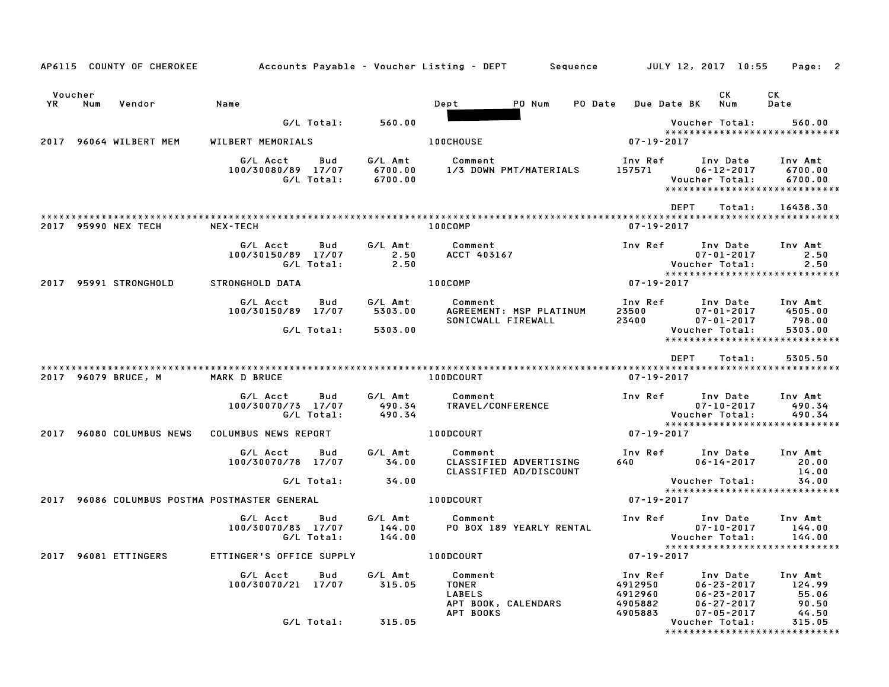AP6115 COUNTY OF CHEROKEE — Accounts Payable - Voucher Listing - DEPT — Sequence — JULY 12, 2017 10:55

| Voucher YR | Num | Vendor | Name | Dept | PO Num | PO Date | Due Date BK | CK Num | CK Date |
|---|---|---|---|---|---|---|---|---|---|

G/L Total: 560.00 — Voucher Total: 560.00

****************************

**2017 96064 WILBERT MEM** — WILBERT MEMORIALS — 100CHOUSE — 07-19-2017

| G/L Acct | Bud | G/L Amt | Comment | Inv Ref | Inv Date | Inv Amt |
|---|---|---|---|---|---|---|
| 100/30080/89 | 17/07 | 6700.00 | 1/3 DOWN PMT/MATERIALS | 157571 | 06-12-2017 | 6700.00 |
| | G/L Total: | 6700.00 | | | Voucher Total: | 6700.00 |

****************************

DEPT Total: 16438.30

****************************

**2017 95990 NEX TECH** — NEX-TECH — 100COMP — 07-19-2017

| G/L Acct | Bud | G/L Amt | Comment | Inv Ref | Inv Date | Inv Amt |
|---|---|---|---|---|---|---|
| 100/30150/89 | 17/07 | 2.50 | ACCT 403167 | | 07-01-2017 | 2.50 |
| | G/L Total: | 2.50 | | | Voucher Total: | 2.50 |

****************************

**2017 95991 STRONGHOLD** — STRONGHOLD DATA — 100COMP — 07-19-2017

| G/L Acct | Bud | G/L Amt | Comment | Inv Ref | Inv Date | Inv Amt |
|---|---|---|---|---|---|---|
| 100/30150/89 | 17/07 | 5303.00 | AGREEMENT: MSP PLATINUM | 23500 | 07-01-2017 | 4505.00 |
| | | | SONICWALL FIREWALL | 23400 | 07-01-2017 | 798.00 |
| | G/L Total: | 5303.00 | | | Voucher Total: | 5303.00 |

****************************

DEPT Total: 5305.50

****************************

**2017 96079 BRUCE, M** — MARK D BRUCE — 100DCOURT — 07-19-2017

| G/L Acct | Bud | G/L Amt | Comment | Inv Ref | Inv Date | Inv Amt |
|---|---|---|---|---|---|---|
| 100/30070/73 | 17/07 | 490.34 | TRAVEL/CONFERENCE | | 07-10-2017 | 490.34 |
| | G/L Total: | 490.34 | | | Voucher Total: | 490.34 |

****************************

**2017 96080 COLUMBUS NEWS** — COLUMBUS NEWS REPORT — 100DCOURT — 07-19-2017

| G/L Acct | Bud | G/L Amt | Comment | Inv Ref | Inv Date | Inv Amt |
|---|---|---|---|---|---|---|
| 100/30070/78 | 17/07 | 34.00 | CLASSIFIED ADVERTISING | 640 | 06-14-2017 | 20.00 |
| | | | CLASSIFIED AD/DISCOUNT | | | 14.00 |
| | G/L Total: | 34.00 | | | Voucher Total: | 34.00 |

****************************

**2017 96086 COLUMBUS POSTMA** — POSTMASTER GENERAL — 100DCOURT — 07-19-2017

| G/L Acct | Bud | G/L Amt | Comment | Inv Ref | Inv Date | Inv Amt |
|---|---|---|---|---|---|---|
| 100/30070/83 | 17/07 | 144.00 | PO BOX 189 YEARLY RENTAL | | 07-10-2017 | 144.00 |
| | G/L Total: | 144.00 | | | Voucher Total: | 144.00 |

****************************

**2017 96081 ETTINGERS** — ETTINGER'S OFFICE SUPPLY — 100DCOURT — 07-19-2017

| G/L Acct | Bud | G/L Amt | Comment | Inv Ref | Inv Date | Inv Amt |
|---|---|---|---|---|---|---|
| 100/30070/21 | 17/07 | 315.05 | TONER | 4912950 | 06-23-2017 | 124.99 |
| | | | LABELS | 4912960 | 06-23-2017 | 55.06 |
| | | | APT BOOK, CALENDARS | 4905882 | 06-27-2017 | 90.50 |
| | | | APT BOOKS | 4905883 | 07-05-2017 | 44.50 |
| | G/L Total: | 315.05 | | | Voucher Total: | 315.05 |

****************************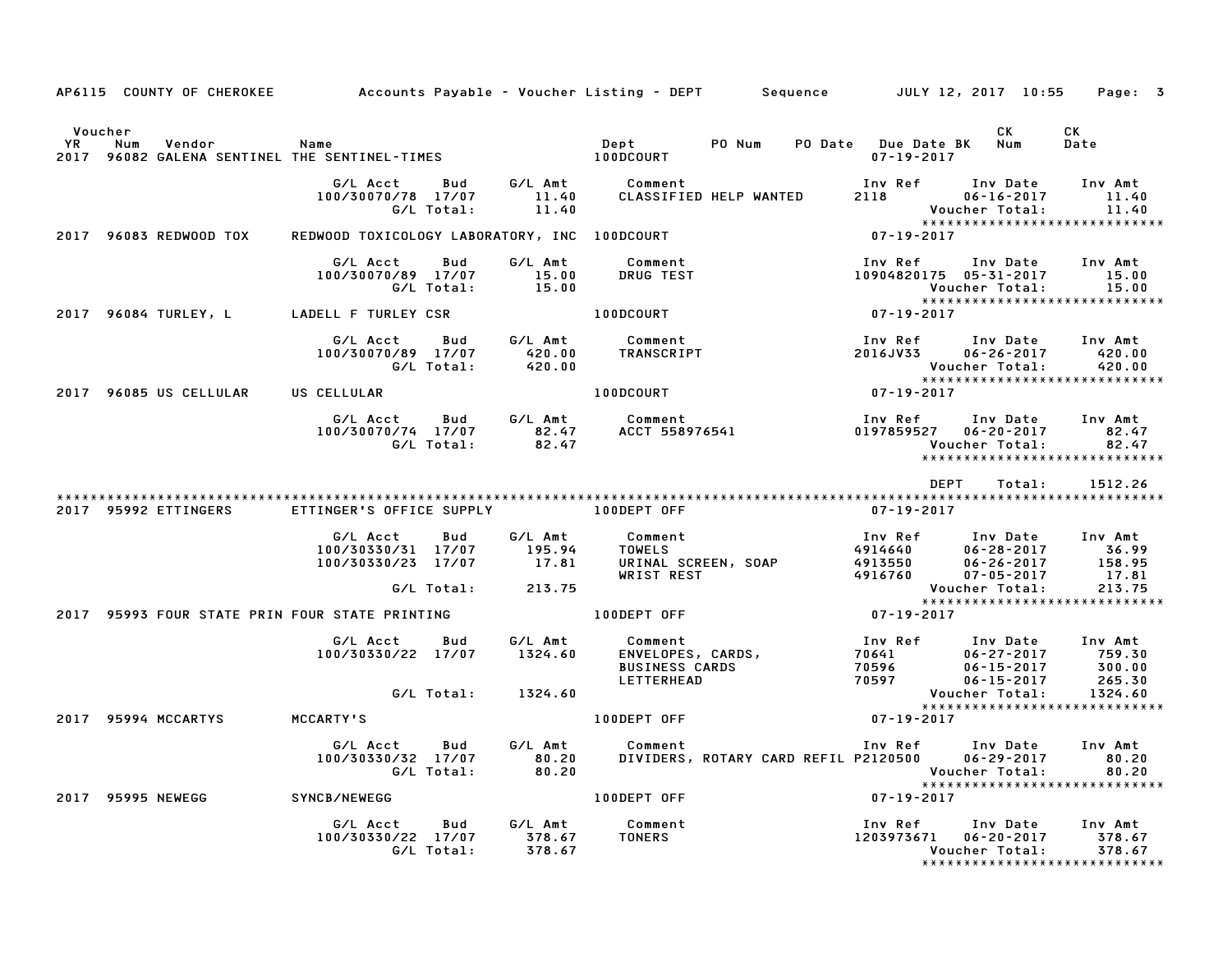AP6115 COUNTY OF CHEROKEE — Accounts Payable - Voucher Listing - DEPT — Sequence — JULY 12, 2017 10:55

| Voucher YR | Num | Vendor | Name | Dept | PO Num | PO Date | Due Date | BK | CK Num | CK Date |
|---|---|---|---|---|---|---|---|---|---|---|
| 2017 | 96082 | GALENA SENTINEL | THE SENTINEL-TIMES | 100DCOURT | | | 07-19-2017 | | | |

| G/L Acct | Bud | G/L Amt | Comment | Inv Ref | Inv Date | Inv Amt |
|---|---|---|---|---|---|---|
| 100/30070/78 | 17/07 | 11.40 | CLASSIFIED HELP WANTED | 2118 | 06-16-2017 | 11.40 |
| | G/L Total: | 11.40 | | | Voucher Total: | 11.40 |

****************************

| Voucher YR | Num | Vendor | Name | Dept | Due Date |
|---|---|---|---|---|---|
| 2017 | 96083 | REDWOOD TOX | REDWOOD TOXICOLOGY LABORATORY, INC | 100DCOURT | 07-19-2017 |

| G/L Acct | Bud | G/L Amt | Comment | Inv Ref | Inv Date | Inv Amt |
|---|---|---|---|---|---|---|
| 100/30070/89 | 17/07 | 15.00 | DRUG TEST | 10904820175 | 05-31-2017 | 15.00 |
| | G/L Total: | 15.00 | | | Voucher Total: | 15.00 |

****************************

| Voucher YR | Num | Vendor | Name | Dept | Due Date |
|---|---|---|---|---|---|
| 2017 | 96084 | TURLEY, L | LADELL F TURLEY CSR | 100DCOURT | 07-19-2017 |

| G/L Acct | Bud | G/L Amt | Comment | Inv Ref | Inv Date | Inv Amt |
|---|---|---|---|---|---|---|
| 100/30070/89 | 17/07 | 420.00 | TRANSCRIPT | 2016JV33 | 06-26-2017 | 420.00 |
| | G/L Total: | 420.00 | | | Voucher Total: | 420.00 |

****************************

| Voucher YR | Num | Vendor | Name | Dept | Due Date |
|---|---|---|---|---|---|
| 2017 | 96085 | US CELLULAR | US CELLULAR | 100DCOURT | 07-19-2017 |

| G/L Acct | Bud | G/L Amt | Comment | Inv Ref | Inv Date | Inv Amt |
|---|---|---|---|---|---|---|
| 100/30070/74 | 17/07 | 82.47 | ACCT 558976541 | 0197859527 | 06-20-2017 | 82.47 |
| | G/L Total: | 82.47 | | | Voucher Total: | 82.47 |

****************************

DEPT Total: 1512.26

****************************

| Voucher YR | Num | Vendor | Name | Dept | Due Date |
|---|---|---|---|---|---|
| 2017 | 95992 | ETTINGERS | ETTINGER'S OFFICE SUPPLY | 100DEPT OFF | 07-19-2017 |

| G/L Acct | Bud | G/L Amt | Comment | Inv Ref | Inv Date | Inv Amt |
|---|---|---|---|---|---|---|
| 100/30330/31 | 17/07 | 195.94 | TOWELS | 4914640 | 06-28-2017 | 36.99 |
| 100/30330/23 | 17/07 | 17.81 | URINAL SCREEN, SOAP | 4913550 | 06-26-2017 | 158.95 |
| | | | WRIST REST | 4916760 | 07-05-2017 | 17.81 |
| | G/L Total: | 213.75 | | | Voucher Total: | 213.75 |

****************************

| Voucher YR | Num | Vendor | Name | Dept | Due Date |
|---|---|---|---|---|---|
| 2017 | 95993 | FOUR STATE PRIN | FOUR STATE PRINTING | 100DEPT OFF | 07-19-2017 |

| G/L Acct | Bud | G/L Amt | Comment | Inv Ref | Inv Date | Inv Amt |
|---|---|---|---|---|---|---|
| 100/30330/22 | 17/07 | 1324.60 | ENVELOPES, CARDS, | 70641 | 06-27-2017 | 759.30 |
| | | | BUSINESS CARDS | 70596 | 06-15-2017 | 300.00 |
| | | | LETTERHEAD | 70597 | 06-15-2017 | 265.30 |
| | G/L Total: | 1324.60 | | | Voucher Total: | 1324.60 |

****************************

| Voucher YR | Num | Vendor | Name | Dept | Due Date |
|---|---|---|---|---|---|
| 2017 | 95994 | MCCARTYS | MCCARTY'S | 100DEPT OFF | 07-19-2017 |

| G/L Acct | Bud | G/L Amt | Comment | Inv Ref | Inv Date | Inv Amt |
|---|---|---|---|---|---|---|
| 100/30330/32 | 17/07 | 80.20 | DIVIDERS, ROTARY CARD REFIL | P2120500 | 06-29-2017 | 80.20 |
| | G/L Total: | 80.20 | | | Voucher Total: | 80.20 |

****************************

| Voucher YR | Num | Vendor | Name | Dept | Due Date |
|---|---|---|---|---|---|
| 2017 | 95995 | NEWEGG | SYNCB/NEWEGG | 100DEPT OFF | 07-19-2017 |

| G/L Acct | Bud | G/L Amt | Comment | Inv Ref | Inv Date | Inv Amt |
|---|---|---|---|---|---|---|
| 100/30330/22 | 17/07 | 378.67 | TONERS | 1203973671 | 06-20-2017 | 378.67 |
| | G/L Total: | 378.67 | | | Voucher Total: | 378.67 |

****************************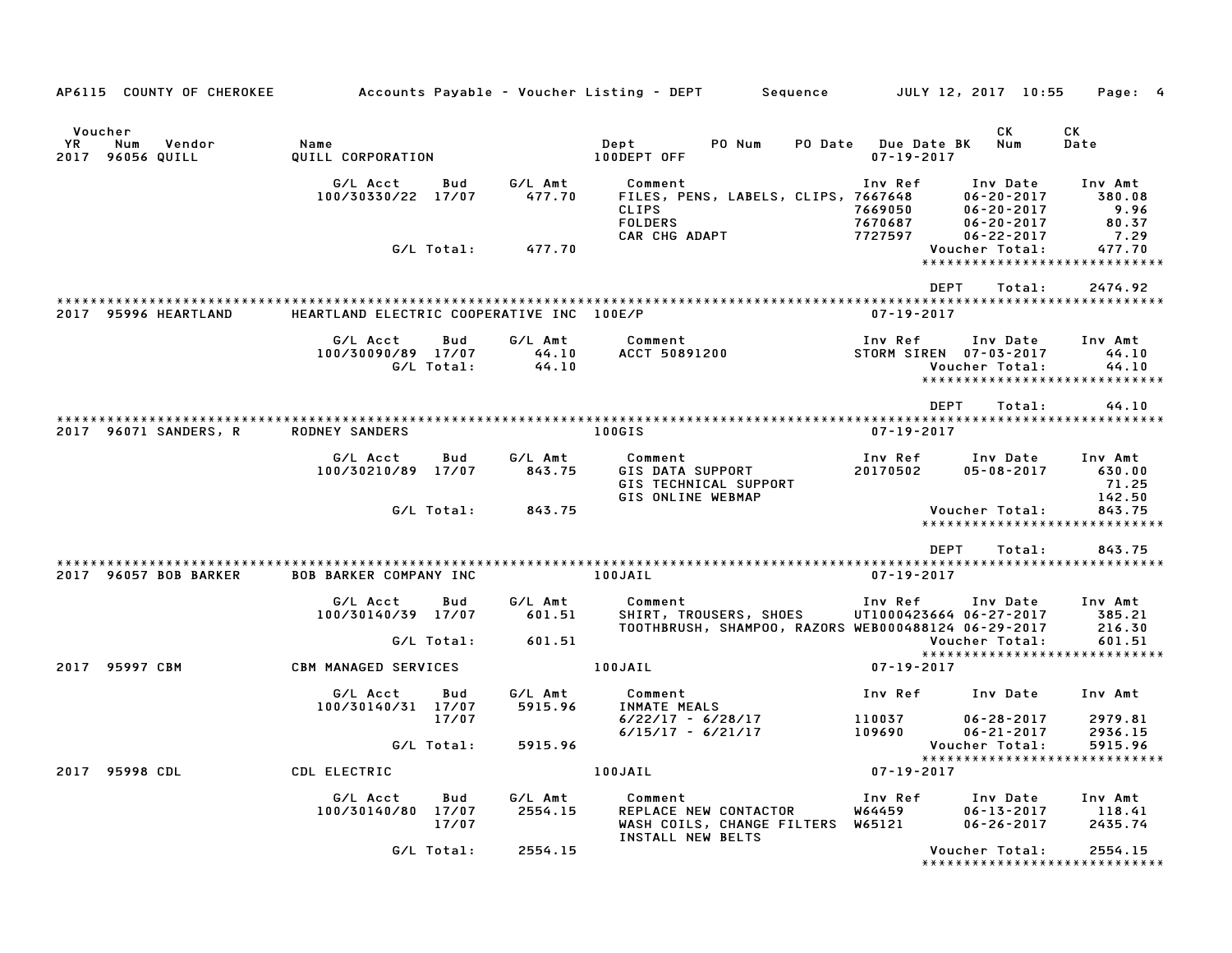AP6115 COUNTY OF CHEROKEE    Accounts Payable - Voucher Listing - DEPT    Sequence    JULY 12, 2017 10:55

| Voucher YR | Num | Vendor | Name | Dept | PO Num | PO Date | Due Date BK | CK Num | CK Date |
|---|---|---|---|---|---|---|---|---|---|
| 2017 | 96056 | QUILL | QUILL CORPORATION | 100DEPT OFF | | | 07-19-2017 | | |

| G/L Acct | Bud | G/L Amt | Comment | Inv Ref | Inv Date | Inv Amt |
|---|---|---|---|---|---|---|
| 100/30330/22 | 17/07 | 477.70 | FILES, PENS, LABELS, CLIPS, | 7667648 | 06-20-2017 | 380.08 |
| | | | CLIPS | 7669050 | 06-20-2017 | 9.96 |
| | | | FOLDERS | 7670687 | 06-20-2017 | 80.37 |
| | | | CAR CHG ADAPT | 7727597 | 06-22-2017 | 7.29 |
| | G/L Total: | 477.70 | | | Voucher Total: | 477.70 |

DEPT Total: 2474.92

| Voucher YR | Num | Vendor | Name | Dept | PO Num | PO Date | Due Date BK | CK Num | CK Date |
|---|---|---|---|---|---|---|---|---|---|
| 2017 | 95996 | HEARTLAND | HEARTLAND ELECTRIC COOPERATIVE INC | 100E/P | | | 07-19-2017 | | |

| G/L Acct | Bud | G/L Amt | Comment | Inv Ref | Inv Date | Inv Amt |
|---|---|---|---|---|---|---|
| 100/30090/89 | 17/07 | 44.10 | ACCT 50891200 | STORM SIREN | 07-03-2017 | 44.10 |
| | G/L Total: | 44.10 | | | Voucher Total: | 44.10 |

DEPT Total: 44.10

| Voucher YR | Num | Vendor | Name | Dept | PO Num | PO Date | Due Date BK | CK Num | CK Date |
|---|---|---|---|---|---|---|---|---|---|
| 2017 | 96071 | SANDERS, R | RODNEY SANDERS | 100GIS | | | 07-19-2017 | | |

| G/L Acct | Bud | G/L Amt | Comment | Inv Ref | Inv Date | Inv Amt |
|---|---|---|---|---|---|---|
| 100/30210/89 | 17/07 | 843.75 | GIS DATA SUPPORT | 20170502 | 05-08-2017 | 630.00 |
| | | | GIS TECHNICAL SUPPORT | | | 71.25 |
| | | | GIS ONLINE WEBMAP | | | 142.50 |
| | G/L Total: | 843.75 | | | Voucher Total: | 843.75 |

DEPT Total: 843.75

| Voucher YR | Num | Vendor | Name | Dept | PO Num | PO Date | Due Date BK | CK Num | CK Date |
|---|---|---|---|---|---|---|---|---|---|
| 2017 | 96057 | BOB BARKER | BOB BARKER COMPANY INC | 100JAIL | | | 07-19-2017 | | |

| G/L Acct | Bud | G/L Amt | Comment | Inv Ref | Inv Date | Inv Amt |
|---|---|---|---|---|---|---|
| 100/30140/39 | 17/07 | 601.51 | SHIRT, TROUSERS, SHOES | UT1000423664 | 06-27-2017 | 385.21 |
| | | | TOOTHBRUSH, SHAMPOO, RAZORS | WEB000488124 | 06-29-2017 | 216.30 |
| | G/L Total: | 601.51 | | | Voucher Total: | 601.51 |

| Voucher YR | Num | Vendor | Name | Dept | PO Num | PO Date | Due Date BK | CK Num | CK Date |
|---|---|---|---|---|---|---|---|---|---|
| 2017 | 95997 | CBM | CBM MANAGED SERVICES | 100JAIL | | | 07-19-2017 | | |

| G/L Acct | Bud | G/L Amt | Comment | Inv Ref | Inv Date | Inv Amt |
|---|---|---|---|---|---|---|
| 100/30140/31 | 17/07 | 5915.96 | INMATE MEALS | | | |
| | | | 6/22/17 - 6/28/17 | 110037 | 06-28-2017 | 2979.81 |
| | 17/07 | | 6/15/17 - 6/21/17 | 109690 | 06-21-2017 | 2936.15 |
| | G/L Total: | 5915.96 | | | Voucher Total: | 5915.96 |

| Voucher YR | Num | Vendor | Name | Dept | PO Num | PO Date | Due Date BK | CK Num | CK Date |
|---|---|---|---|---|---|---|---|---|---|
| 2017 | 95998 | CDL | CDL ELECTRIC | 100JAIL | | | 07-19-2017 | | |

| G/L Acct | Bud | G/L Amt | Comment | Inv Ref | Inv Date | Inv Amt |
|---|---|---|---|---|---|---|
| 100/30140/80 | 17/07 | 2554.15 | REPLACE NEW CONTACTOR | W64459 | 06-13-2017 | 118.41 |
| | 17/07 | | WASH COILS, CHANGE FILTERS | W65121 | 06-26-2017 | 2435.74 |
| | | | INSTALL NEW BELTS | | | |
| | G/L Total: | 2554.15 | | | Voucher Total: | 2554.15 |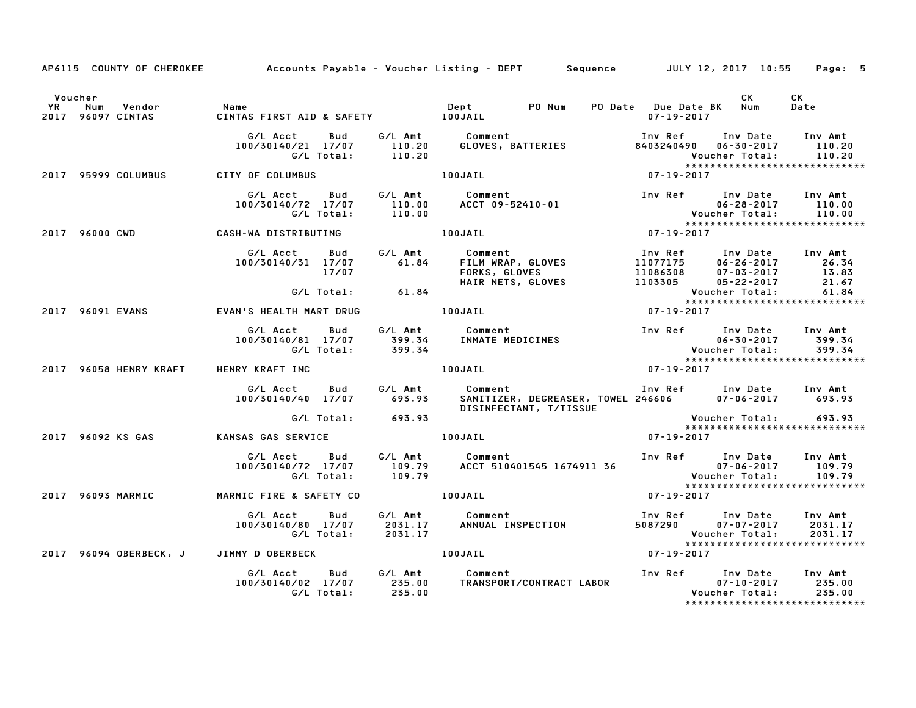AP6115 COUNTY OF CHEROKEE — Accounts Payable - Voucher Listing - DEPT — Sequence — JULY 12, 2017 10:55

| Voucher YR | Num | Vendor | Name | Dept | PO Num | PO Date | Due Date | BK | CK Num | CK Date |
|---|---|---|---|---|---|---|---|---|---|---|
| 2017 | 96097 | CINTAS | CINTAS FIRST AID & SAFETY | 100JAIL | | | 07-19-2017 | | | |

| G/L Acct | Bud | G/L Amt | Comment | Inv Ref | Inv Date | Inv Amt |
|---|---|---|---|---|---|---|
| 100/30140/21 | 17/07 | 110.20 | GLOVES, BATTERIES | 8403240490 | 06-30-2017 | 110.20 |
| | G/L Total: | 110.20 | | | Voucher Total: | 110.20 |

| Voucher YR | Num | Vendor | Name | Dept | PO Num | PO Date | Due Date | BK | CK Num | CK Date |
|---|---|---|---|---|---|---|---|---|---|---|
| 2017 | 95999 | COLUMBUS | CITY OF COLUMBUS | 100JAIL | | | 07-19-2017 | | | |

| G/L Acct | Bud | G/L Amt | Comment | Inv Ref | Inv Date | Inv Amt |
|---|---|---|---|---|---|---|
| 100/30140/72 | 17/07 | 110.00 | ACCT 09-52410-01 | | 06-28-2017 | 110.00 |
| | G/L Total: | 110.00 | | | Voucher Total: | 110.00 |

| Voucher YR | Num | Vendor | Name | Dept | PO Num | PO Date | Due Date | BK | CK Num | CK Date |
|---|---|---|---|---|---|---|---|---|---|---|
| 2017 | 96000 | CWD | CASH-WA DISTRIBUTING | 100JAIL | | | 07-19-2017 | | | |

| G/L Acct | Bud | G/L Amt | Comment | Inv Ref | Inv Date | Inv Amt |
|---|---|---|---|---|---|---|
| 100/30140/31 | 17/07 | 61.84 | FILM WRAP, GLOVES | 11077175 | 06-26-2017 | 26.34 |
| | 17/07 | | FORKS, GLOVES | 11086308 | 07-03-2017 | 13.83 |
| | | | HAIR NETS, GLOVES | 1103305 | 05-22-2017 | 21.67 |
| | G/L Total: | 61.84 | | | Voucher Total: | 61.84 |

| Voucher YR | Num | Vendor | Name | Dept | PO Num | PO Date | Due Date | BK | CK Num | CK Date |
|---|---|---|---|---|---|---|---|---|---|---|
| 2017 | 96091 | EVANS | EVAN'S HEALTH MART DRUG | 100JAIL | | | 07-19-2017 | | | |

| G/L Acct | Bud | G/L Amt | Comment | Inv Ref | Inv Date | Inv Amt |
|---|---|---|---|---|---|---|
| 100/30140/81 | 17/07 | 399.34 | INMATE MEDICINES | | 06-30-2017 | 399.34 |
| | G/L Total: | 399.34 | | | Voucher Total: | 399.34 |

| Voucher YR | Num | Vendor | Name | Dept | PO Num | PO Date | Due Date | BK | CK Num | CK Date |
|---|---|---|---|---|---|---|---|---|---|---|
| 2017 | 96058 | HENRY KRAFT | HENRY KRAFT INC | 100JAIL | | | 07-19-2017 | | | |

| G/L Acct | Bud | G/L Amt | Comment | Inv Ref | Inv Date | Inv Amt |
|---|---|---|---|---|---|---|
| 100/30140/40 | 17/07 | 693.93 | SANITIZER, DEGREASER, TOWEL DISINFECTANT, T/TISSUE | 246606 | 07-06-2017 | 693.93 |
| | G/L Total: | 693.93 | | | Voucher Total: | 693.93 |

| Voucher YR | Num | Vendor | Name | Dept | PO Num | PO Date | Due Date | BK | CK Num | CK Date |
|---|---|---|---|---|---|---|---|---|---|---|
| 2017 | 96092 | KS GAS | KANSAS GAS SERVICE | 100JAIL | | | 07-19-2017 | | | |

| G/L Acct | Bud | G/L Amt | Comment | Inv Ref | Inv Date | Inv Amt |
|---|---|---|---|---|---|---|
| 100/30140/72 | 17/07 | 109.79 | ACCT 510401545 1674911 36 | | 07-06-2017 | 109.79 |
| | G/L Total: | 109.79 | | | Voucher Total: | 109.79 |

| Voucher YR | Num | Vendor | Name | Dept | PO Num | PO Date | Due Date | BK | CK Num | CK Date |
|---|---|---|---|---|---|---|---|---|---|---|
| 2017 | 96093 | MARMIC | MARMIC FIRE & SAFETY CO | 100JAIL | | | 07-19-2017 | | | |

| G/L Acct | Bud | G/L Amt | Comment | Inv Ref | Inv Date | Inv Amt |
|---|---|---|---|---|---|---|
| 100/30140/80 | 17/07 | 2031.17 | ANNUAL INSPECTION | 5087290 | 07-07-2017 | 2031.17 |
| | G/L Total: | 2031.17 | | | Voucher Total: | 2031.17 |

| Voucher YR | Num | Vendor | Name | Dept | PO Num | PO Date | Due Date | BK | CK Num | CK Date |
|---|---|---|---|---|---|---|---|---|---|---|
| 2017 | 96094 | OBERBECK, J | JIMMY D OBERBECK | 100JAIL | | | 07-19-2017 | | | |

| G/L Acct | Bud | G/L Amt | Comment | Inv Ref | Inv Date | Inv Amt |
|---|---|---|---|---|---|---|
| 100/30140/02 | 17/07 | 235.00 | TRANSPORT/CONTRACT LABOR | | 07-10-2017 | 235.00 |
| | G/L Total: | 235.00 | | | Voucher Total: | 235.00 |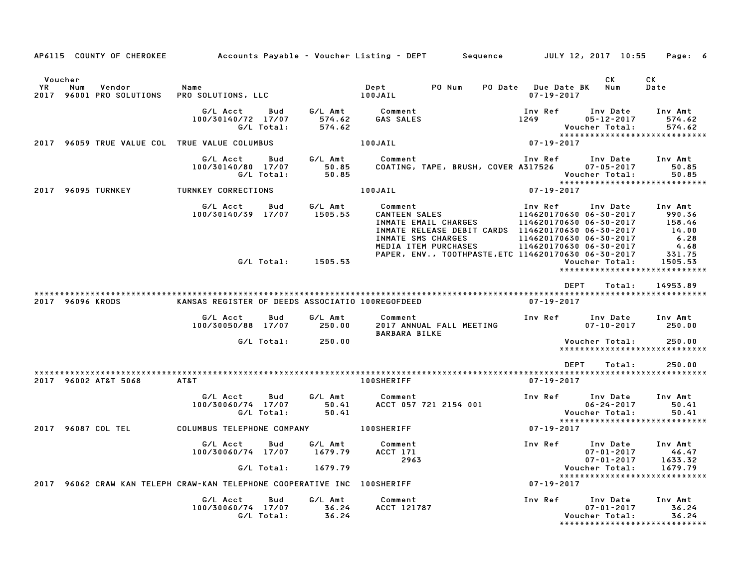AP6115 COUNTY OF CHEROKEE — Accounts Payable - Voucher Listing - DEPT — Sequence — JULY 12, 2017 10:55

| Voucher YR | Num | Vendor | Name | Dept | PO Num | PO Date | Due Date BK | CK Num | CK Date |
|---|---|---|---|---|---|---|---|---|---|
| 2017 | 96001 | PRO SOLUTIONS | PRO SOLUTIONS, LLC | 100JAIL | | | 07-19-2017 | | |

| G/L Acct | Bud | G/L Amt | Comment | Inv Ref | Inv Date | Inv Amt |
|---|---|---|---|---|---|---|
| 100/30140/72 | 17/07 | 574.62 | GAS SALES | 1249 | 05-12-2017 | 574.62 |
| | G/L Total: | 574.62 | | | Voucher Total: | 574.62 |

******************************

| Voucher YR | Num | Vendor | Name | Dept | Due Date |
|---|---|---|---|---|---|
| 2017 | 96059 | TRUE VALUE COL | TRUE VALUE COLUMBUS | 100JAIL | 07-19-2017 |

| G/L Acct | Bud | G/L Amt | Comment | Inv Ref | Inv Date | Inv Amt |
|---|---|---|---|---|---|---|
| 100/30140/80 | 17/07 | 50.85 | COATING, TAPE, BRUSH, COVER | A317526 | 07-05-2017 | 50.85 |
| | G/L Total: | 50.85 | | | Voucher Total: | 50.85 |

******************************

| Voucher YR | Num | Vendor | Name | Dept | Due Date |
|---|---|---|---|---|---|
| 2017 | 96095 | TURNKEY | TURNKEY CORRECTIONS | 100JAIL | 07-19-2017 |

| G/L Acct | Bud | G/L Amt | Comment | Inv Ref | Inv Date | Inv Amt |
|---|---|---|---|---|---|---|
| 100/30140/39 | 17/07 | 1505.53 | CANTEEN SALES | 114620170630 | 06-30-2017 | 990.36 |
| | | | INMATE EMAIL CHARGES | 114620170630 | 06-30-2017 | 158.46 |
| | | | INMATE RELEASE DEBIT CARDS | 114620170630 | 06-30-2017 | 14.00 |
| | | | INMATE SMS CHARGES | 114620170630 | 06-30-2017 | 6.28 |
| | | | MEDIA ITEM PURCHASES | 114620170630 | 06-30-2017 | 4.68 |
| | | | PAPER, ENV., TOOTHPASTE,ETC | 114620170630 | 06-30-2017 | 331.75 |
| | G/L Total: | 1505.53 | | | Voucher Total: | 1505.53 |

******************************

DEPT Total: 14953.89

******************************

| Voucher YR | Num | Vendor | Name | Dept | Due Date |
|---|---|---|---|---|---|
| 2017 | 96096 | KRODS | KANSAS REGISTER OF DEEDS ASSOCIATIO | 100REGOFDEED | 07-19-2017 |

| G/L Acct | Bud | G/L Amt | Comment | Inv Ref | Inv Date | Inv Amt |
|---|---|---|---|---|---|---|
| 100/30050/88 | 17/07 | 250.00 | 2017 ANNUAL FALL MEETING BARBARA BILKE | | 07-10-2017 | 250.00 |
| | G/L Total: | 250.00 | | | Voucher Total: | 250.00 |

******************************

DEPT Total: 250.00

******************************

| Voucher YR | Num | Vendor | Name | Dept | Due Date |
|---|---|---|---|---|---|
| 2017 | 96002 | AT&T 5068 | AT&T | 100SHERIFF | 07-19-2017 |

| G/L Acct | Bud | G/L Amt | Comment | Inv Ref | Inv Date | Inv Amt |
|---|---|---|---|---|---|---|
| 100/30060/74 | 17/07 | 50.41 | ACCT 057 721 2154 001 | | 06-24-2017 | 50.41 |
| | G/L Total: | 50.41 | | | Voucher Total: | 50.41 |

******************************

| Voucher YR | Num | Vendor | Name | Dept | Due Date |
|---|---|---|---|---|---|
| 2017 | 96087 | COL TEL | COLUMBUS TELEPHONE COMPANY | 100SHERIFF | 07-19-2017 |

| G/L Acct | Bud | G/L Amt | Comment | Inv Ref | Inv Date | Inv Amt |
|---|---|---|---|---|---|---|
| 100/30060/74 | 17/07 | 1679.79 | ACCT 171 | | 07-01-2017 | 46.47 |
| | | | 2963 | | 07-01-2017 | 1633.32 |
| | G/L Total: | 1679.79 | | | Voucher Total: | 1679.79 |

******************************

| Voucher YR | Num | Vendor | Name | Dept | Due Date |
|---|---|---|---|---|---|
| 2017 | 96062 | CRAW KAN TELEPH | CRAW-KAN TELEPHONE COOPERATIVE INC | 100SHERIFF | 07-19-2017 |

| G/L Acct | Bud | G/L Amt | Comment | Inv Ref | Inv Date | Inv Amt |
|---|---|---|---|---|---|---|
| 100/30060/74 | 17/07 | 36.24 | ACCT 121787 | | 07-01-2017 | 36.24 |
| | G/L Total: | 36.24 | | | Voucher Total: | 36.24 |

******************************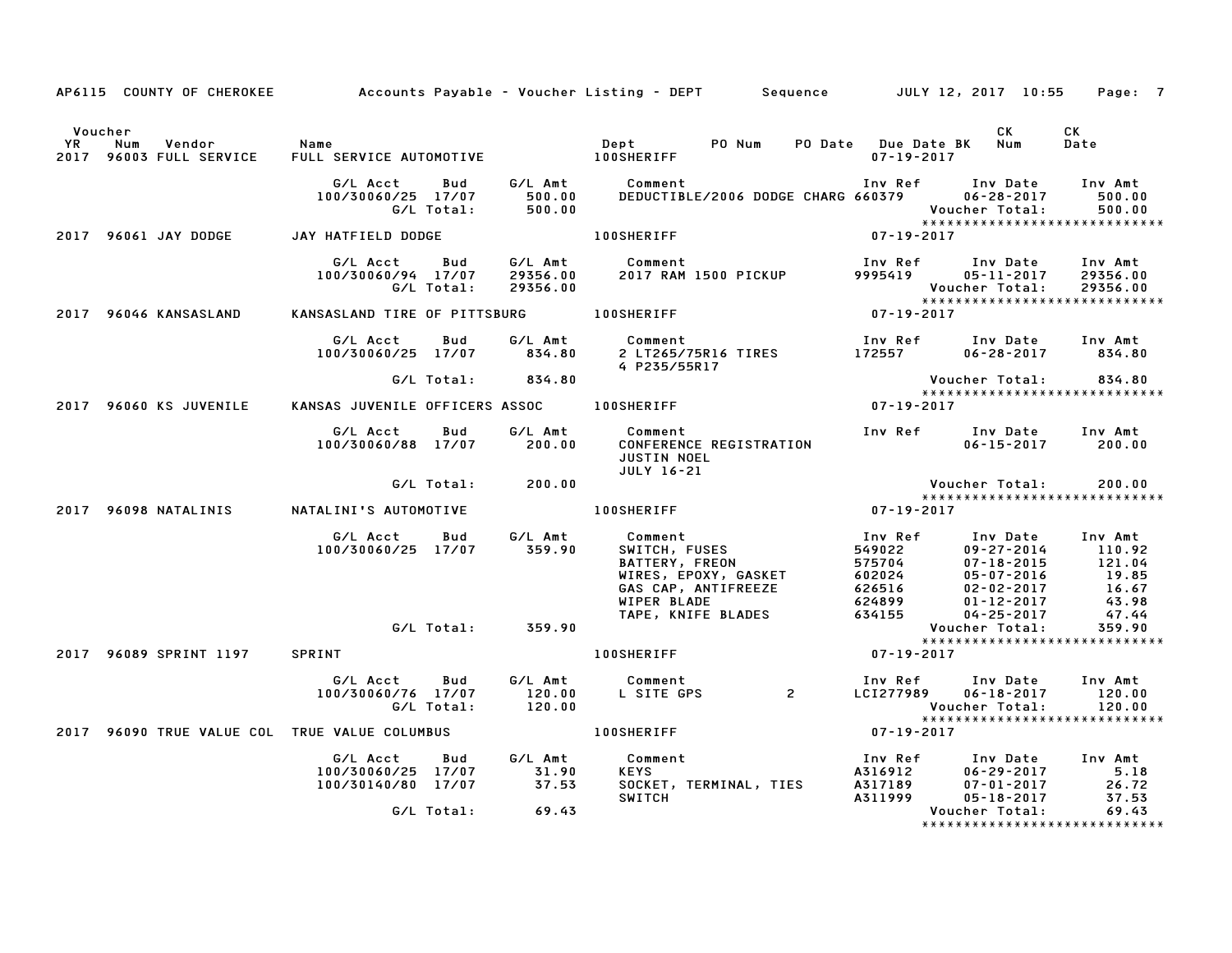AP6115 COUNTY OF CHEROKEE Accounts Payable - Voucher Listing - DEPT Sequence JULY 12, 2017 10:55

| Voucher YR | Num | Vendor | Name | Dept | PO Num | PO Date | Due Date BK | CK Num | CK Date |
|---|---|---|---|---|---|---|---|---|---|
| 2017 | 96003 | FULL SERVICE | FULL SERVICE AUTOMOTIVE | 100SHERIFF | | | 07-19-2017 | | |

| G/L Acct | Bud | G/L Amt | Comment | Inv Ref | Inv Date | Inv Amt |
|---|---|---|---|---|---|---|
| 100/30060/25 | 17/07 | 500.00 | DEDUCTIBLE/2006 DODGE CHARG | 660379 | 06-28-2017 | 500.00 |
| | G/L Total: | 500.00 | | | Voucher Total: | 500.00 |

| Voucher YR | Num | Vendor | Name | Dept | PO Num | PO Date | Due Date BK | CK Num | CK Date |
|---|---|---|---|---|---|---|---|---|---|
| 2017 | 96061 | JAY DODGE | JAY HATFIELD DODGE | 100SHERIFF | | | 07-19-2017 | | |

| G/L Acct | Bud | G/L Amt | Comment | Inv Ref | Inv Date | Inv Amt |
|---|---|---|---|---|---|---|
| 100/30060/94 | 17/07 | 29356.00 | 2017 RAM 1500 PICKUP | 9995419 | 05-11-2017 | 29356.00 |
| | G/L Total: | 29356.00 | | | Voucher Total: | 29356.00 |

| Voucher YR | Num | Vendor | Name | Dept | PO Num | PO Date | Due Date BK | CK Num | CK Date |
|---|---|---|---|---|---|---|---|---|---|
| 2017 | 96046 | KANSASLAND | KANSASLAND TIRE OF PITTSBURG | 100SHERIFF | | | 07-19-2017 | | |

| G/L Acct | Bud | G/L Amt | Comment | Inv Ref | Inv Date | Inv Amt |
|---|---|---|---|---|---|---|
| 100/30060/25 | 17/07 | 834.80 | 2 LT265/75R16 TIRES<br>4 P235/55R17 | 172557 | 06-28-2017 | 834.80 |
| | G/L Total: | 834.80 | | | Voucher Total: | 834.80 |

| Voucher YR | Num | Vendor | Name | Dept | PO Num | PO Date | Due Date BK | CK Num | CK Date |
|---|---|---|---|---|---|---|---|---|---|
| 2017 | 96060 | KS JUVENILE | KANSAS JUVENILE OFFICERS ASSOC | 100SHERIFF | | | 07-19-2017 | | |

| G/L Acct | Bud | G/L Amt | Comment | Inv Ref | Inv Date | Inv Amt |
|---|---|---|---|---|---|---|
| 100/30060/88 | 17/07 | 200.00 | CONFERENCE REGISTRATION<br>JUSTIN NOEL<br>JULY 16-21 | | 06-15-2017 | 200.00 |
| | G/L Total: | 200.00 | | | Voucher Total: | 200.00 |

| Voucher YR | Num | Vendor | Name | Dept | PO Num | PO Date | Due Date BK | CK Num | CK Date |
|---|---|---|---|---|---|---|---|---|---|
| 2017 | 96098 | NATALINIS | NATALINI'S AUTOMOTIVE | 100SHERIFF | | | 07-19-2017 | | |

| G/L Acct | Bud | G/L Amt | Comment | Inv Ref | Inv Date | Inv Amt |
|---|---|---|---|---|---|---|
| 100/30060/25 | 17/07 | 359.90 | SWITCH, FUSES | 549022 | 09-27-2014 | 110.92 |
| | | | BATTERY, FREON | 575704 | 07-18-2015 | 121.04 |
| | | | WIRES, EPOXY, GASKET | 602024 | 05-07-2016 | 19.85 |
| | | | GAS CAP, ANTIFREEZE | 626516 | 02-02-2017 | 16.67 |
| | | | WIPER BLADE | 624899 | 01-12-2017 | 43.98 |
| | | | TAPE, KNIFE BLADES | 634155 | 04-25-2017 | 47.44 |
| | G/L Total: | 359.90 | | | Voucher Total: | 359.90 |

| Voucher YR | Num | Vendor | Name | Dept | PO Num | PO Date | Due Date BK | CK Num | CK Date |
|---|---|---|---|---|---|---|---|---|---|
| 2017 | 96089 | SPRINT 1197 | SPRINT | 100SHERIFF | | | 07-19-2017 | | |

| G/L Acct | Bud | G/L Amt | Comment | Inv Ref | Inv Date | Inv Amt |
|---|---|---|---|---|---|---|
| 100/30060/76 | 17/07 | 120.00 | L SITE GPS 2 | LCI277989 | 06-18-2017 | 120.00 |
| | G/L Total: | 120.00 | | | Voucher Total: | 120.00 |

| Voucher YR | Num | Vendor | Name | Dept | PO Num | PO Date | Due Date BK | CK Num | CK Date |
|---|---|---|---|---|---|---|---|---|---|
| 2017 | 96090 | TRUE VALUE COL | TRUE VALUE COLUMBUS | 100SHERIFF | | | 07-19-2017 | | |

| G/L Acct | Bud | G/L Amt | Comment | Inv Ref | Inv Date | Inv Amt |
|---|---|---|---|---|---|---|
| 100/30060/25 | 17/07 | 31.90 | KEYS | A316912 | 06-29-2017 | 5.18 |
| 100/30140/80 | 17/07 | 37.53 | SOCKET, TERMINAL, TIES | A317189 | 07-01-2017 | 26.72 |
| | | | SWITCH | A311999 | 05-18-2017 | 37.53 |
| | G/L Total: | 69.43 | | | Voucher Total: | 69.43 |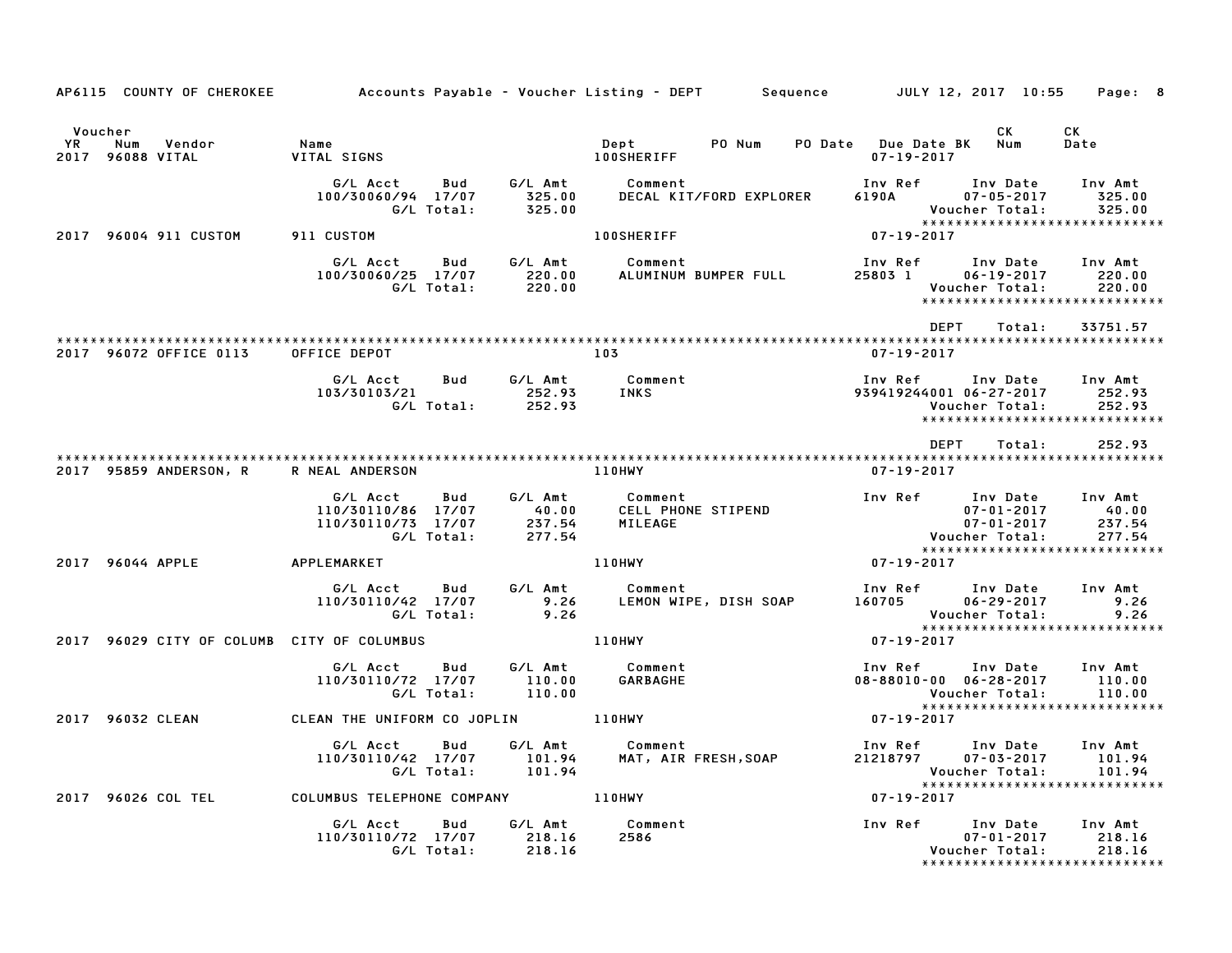AP6115 COUNTY OF CHEROKEE Accounts Payable - Voucher Listing - DEPT Sequence JULY 12, 2017 10:55

| Voucher YR | Num | Vendor | Name | Dept | PO Num | PO Date | Due Date BK | CK Num | CK Date |
|---|---|---|---|---|---|---|---|---|---|
| 2017 | 96088 | VITAL | VITAL SIGNS | 100SHERIFF | | | 07-19-2017 | | |

| G/L Acct | Bud | G/L Amt | Comment | Inv Ref | Inv Date | Inv Amt |
|---|---|---|---|---|---|---|
| 100/30060/94 | 17/07 | 325.00 | DECAL KIT/FORD EXPLORER | 6190A | 07-05-2017 | 325.00 |
| | G/L Total: | 325.00 | | | Voucher Total: | 325.00 |

2017 96004 911 CUSTOM — 911 CUSTOM — 100SHERIFF — 07-19-2017

| G/L Acct | Bud | G/L Amt | Comment | Inv Ref | Inv Date | Inv Amt |
|---|---|---|---|---|---|---|
| 100/30060/25 | 17/07 | 220.00 | ALUMINUM BUMPER FULL | 25803 1 | 06-19-2017 | 220.00 |
| | G/L Total: | 220.00 | | | Voucher Total: | 220.00 |

DEPT Total: 33751.57

2017 96072 OFFICE 0113 — OFFICE DEPOT — 103 — 07-19-2017

| G/L Acct | Bud | G/L Amt | Comment | Inv Ref | Inv Date | Inv Amt |
|---|---|---|---|---|---|---|
| 103/30103/21 | | 252.93 | INKS | 939419244001 | 06-27-2017 | 252.93 |
| | G/L Total: | 252.93 | | | Voucher Total: | 252.93 |

DEPT Total: 252.93

2017 95859 ANDERSON, R — R NEAL ANDERSON — 110HWY — 07-19-2017

| G/L Acct | Bud | G/L Amt | Comment | Inv Ref | Inv Date | Inv Amt |
|---|---|---|---|---|---|---|
| 110/30110/86 | 17/07 | 40.00 | CELL PHONE STIPEND | | 07-01-2017 | 40.00 |
| 110/30110/73 | 17/07 | 237.54 | MILEAGE | | 07-01-2017 | 237.54 |
| | G/L Total: | 277.54 | | | Voucher Total: | 277.54 |

2017 96044 APPLE — APPLEMARKET — 110HWY — 07-19-2017

| G/L Acct | Bud | G/L Amt | Comment | Inv Ref | Inv Date | Inv Amt |
|---|---|---|---|---|---|---|
| 110/30110/42 | 17/07 | 9.26 | LEMON WIPE, DISH SOAP | 160705 | 06-29-2017 | 9.26 |
| | G/L Total: | 9.26 | | | Voucher Total: | 9.26 |

2017 96029 CITY OF COLUMB — CITY OF COLUMBUS — 110HWY — 07-19-2017

| G/L Acct | Bud | G/L Amt | Comment | Inv Ref | Inv Date | Inv Amt |
|---|---|---|---|---|---|---|
| 110/30110/72 | 17/07 | 110.00 | GARBAGHE | 08-88010-00 | 06-28-2017 | 110.00 |
| | G/L Total: | 110.00 | | | Voucher Total: | 110.00 |

2017 96032 CLEAN — CLEAN THE UNIFORM CO JOPLIN — 110HWY — 07-19-2017

| G/L Acct | Bud | G/L Amt | Comment | Inv Ref | Inv Date | Inv Amt |
|---|---|---|---|---|---|---|
| 110/30110/42 | 17/07 | 101.94 | MAT, AIR FRESH,SOAP | 21218797 | 07-03-2017 | 101.94 |
| | G/L Total: | 101.94 | | | Voucher Total: | 101.94 |

2017 96026 COL TEL — COLUMBUS TELEPHONE COMPANY — 110HWY — 07-19-2017

| G/L Acct | Bud | G/L Amt | Comment | Inv Ref | Inv Date | Inv Amt |
|---|---|---|---|---|---|---|
| 110/30110/72 | 17/07 | 218.16 | 2586 | | 07-01-2017 | 218.16 |
| | G/L Total: | 218.16 | | | Voucher Total: | 218.16 |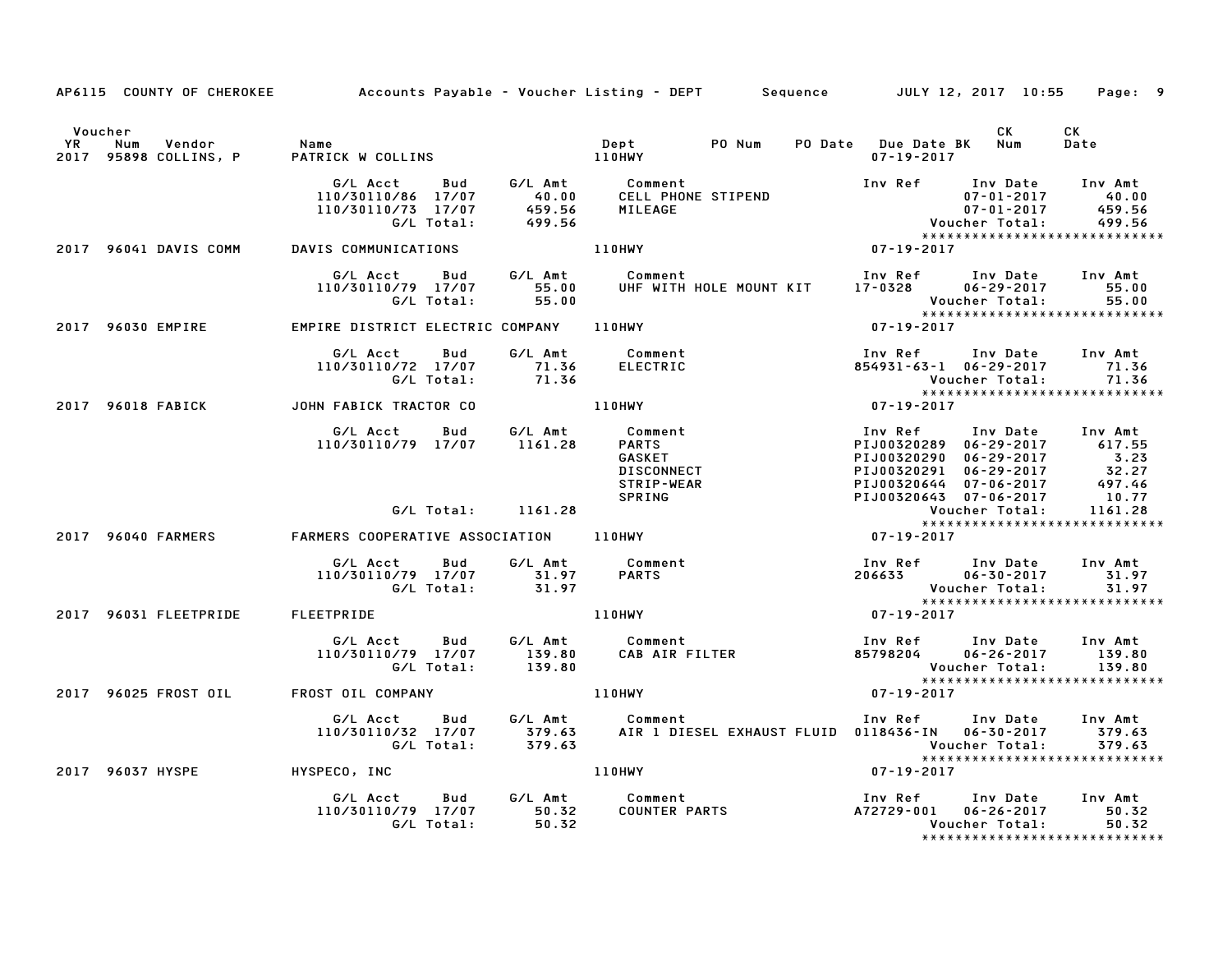AP6115 COUNTY OF CHEROKEE — Accounts Payable - Voucher Listing - DEPT — Sequence — JULY 12, 2017 10:55

| Voucher YR | Num | Vendor | Name | Dept | PO Num | PO Date | Due Date BK | CK Num | CK Date |
|---|---|---|---|---|---|---|---|---|---|
| 2017 | 95898 | COLLINS, P | PATRICK W COLLINS | 110HWY | | | 07-19-2017 | | |

| G/L Acct | Bud | G/L Amt | Comment | Inv Ref | Inv Date | Inv Amt |
|---|---|---|---|---|---|---|
| 110/30110/86 | 17/07 | 40.00 | CELL PHONE STIPEND | | 07-01-2017 | 40.00 |
| 110/30110/73 | 17/07 | 459.56 | MILEAGE | | 07-01-2017 | 459.56 |
| | G/L Total: | 499.56 | | | Voucher Total: | 499.56 |

| Voucher YR | Num | Vendor | Name | Dept | PO Num | PO Date | Due Date BK | CK Num | CK Date |
|---|---|---|---|---|---|---|---|---|---|
| 2017 | 96041 | DAVIS COMM | DAVIS COMMUNICATIONS | 110HWY | | | 07-19-2017 | | |

| G/L Acct | Bud | G/L Amt | Comment | Inv Ref | Inv Date | Inv Amt |
|---|---|---|---|---|---|---|
| 110/30110/79 | 17/07 | 55.00 | UHF WITH HOLE MOUNT KIT | 17-0328 | 06-29-2017 | 55.00 |
| | G/L Total: | 55.00 | | | Voucher Total: | 55.00 |

| Voucher YR | Num | Vendor | Name | Dept | PO Num | PO Date | Due Date BK | CK Num | CK Date |
|---|---|---|---|---|---|---|---|---|---|
| 2017 | 96030 | EMPIRE | EMPIRE DISTRICT ELECTRIC COMPANY | 110HWY | | | 07-19-2017 | | |

| G/L Acct | Bud | G/L Amt | Comment | Inv Ref | Inv Date | Inv Amt |
|---|---|---|---|---|---|---|
| 110/30110/72 | 17/07 | 71.36 | ELECTRIC | 854931-63-1 | 06-29-2017 | 71.36 |
| | G/L Total: | 71.36 | | | Voucher Total: | 71.36 |

| Voucher YR | Num | Vendor | Name | Dept | PO Num | PO Date | Due Date BK | CK Num | CK Date |
|---|---|---|---|---|---|---|---|---|---|
| 2017 | 96018 | FABICK | JOHN FABICK TRACTOR CO | 110HWY | | | 07-19-2017 | | |

| G/L Acct | Bud | G/L Amt | Comment | Inv Ref | Inv Date | Inv Amt |
|---|---|---|---|---|---|---|
| 110/30110/79 | 17/07 | 1161.28 | PARTS | PIJ00320289 | 06-29-2017 | 617.55 |
| | | | GASKET | PIJ00320290 | 06-29-2017 | 3.23 |
| | | | DISCONNECT | PIJ00320291 | 06-29-2017 | 32.27 |
| | | | STRIP-WEAR | PIJ00320644 | 07-06-2017 | 497.46 |
| | | | SPRING | PIJ00320643 | 07-06-2017 | 10.77 |
| | G/L Total: | 1161.28 | | | Voucher Total: | 1161.28 |

| Voucher YR | Num | Vendor | Name | Dept | PO Num | PO Date | Due Date BK | CK Num | CK Date |
|---|---|---|---|---|---|---|---|---|---|
| 2017 | 96040 | FARMERS | FARMERS COOPERATIVE ASSOCIATION | 110HWY | | | 07-19-2017 | | |

| G/L Acct | Bud | G/L Amt | Comment | Inv Ref | Inv Date | Inv Amt |
|---|---|---|---|---|---|---|
| 110/30110/79 | 17/07 | 31.97 | PARTS | 206633 | 06-30-2017 | 31.97 |
| | G/L Total: | 31.97 | | | Voucher Total: | 31.97 |

| Voucher YR | Num | Vendor | Name | Dept | PO Num | PO Date | Due Date BK | CK Num | CK Date |
|---|---|---|---|---|---|---|---|---|---|
| 2017 | 96031 | FLEETPRIDE | FLEETPRIDE | 110HWY | | | 07-19-2017 | | |

| G/L Acct | Bud | G/L Amt | Comment | Inv Ref | Inv Date | Inv Amt |
|---|---|---|---|---|---|---|
| 110/30110/79 | 17/07 | 139.80 | CAB AIR FILTER | 85798204 | 06-26-2017 | 139.80 |
| | G/L Total: | 139.80 | | | Voucher Total: | 139.80 |

| Voucher YR | Num | Vendor | Name | Dept | PO Num | PO Date | Due Date BK | CK Num | CK Date |
|---|---|---|---|---|---|---|---|---|---|
| 2017 | 96025 | FROST OIL | FROST OIL COMPANY | 110HWY | | | 07-19-2017 | | |

| G/L Acct | Bud | G/L Amt | Comment | Inv Ref | Inv Date | Inv Amt |
|---|---|---|---|---|---|---|
| 110/30110/32 | 17/07 | 379.63 | AIR 1 DIESEL EXHAUST FLUID | 0118436-IN | 06-30-2017 | 379.63 |
| | G/L Total: | 379.63 | | | Voucher Total: | 379.63 |

| Voucher YR | Num | Vendor | Name | Dept | PO Num | PO Date | Due Date BK | CK Num | CK Date |
|---|---|---|---|---|---|---|---|---|---|
| 2017 | 96037 | HYSPE | HYSPECO, INC | 110HWY | | | 07-19-2017 | | |

| G/L Acct | Bud | G/L Amt | Comment | Inv Ref | Inv Date | Inv Amt |
|---|---|---|---|---|---|---|
| 110/30110/79 | 17/07 | 50.32 | COUNTER PARTS | A72729-001 | 06-26-2017 | 50.32 |
| | G/L Total: | 50.32 | | | Voucher Total: | 50.32 |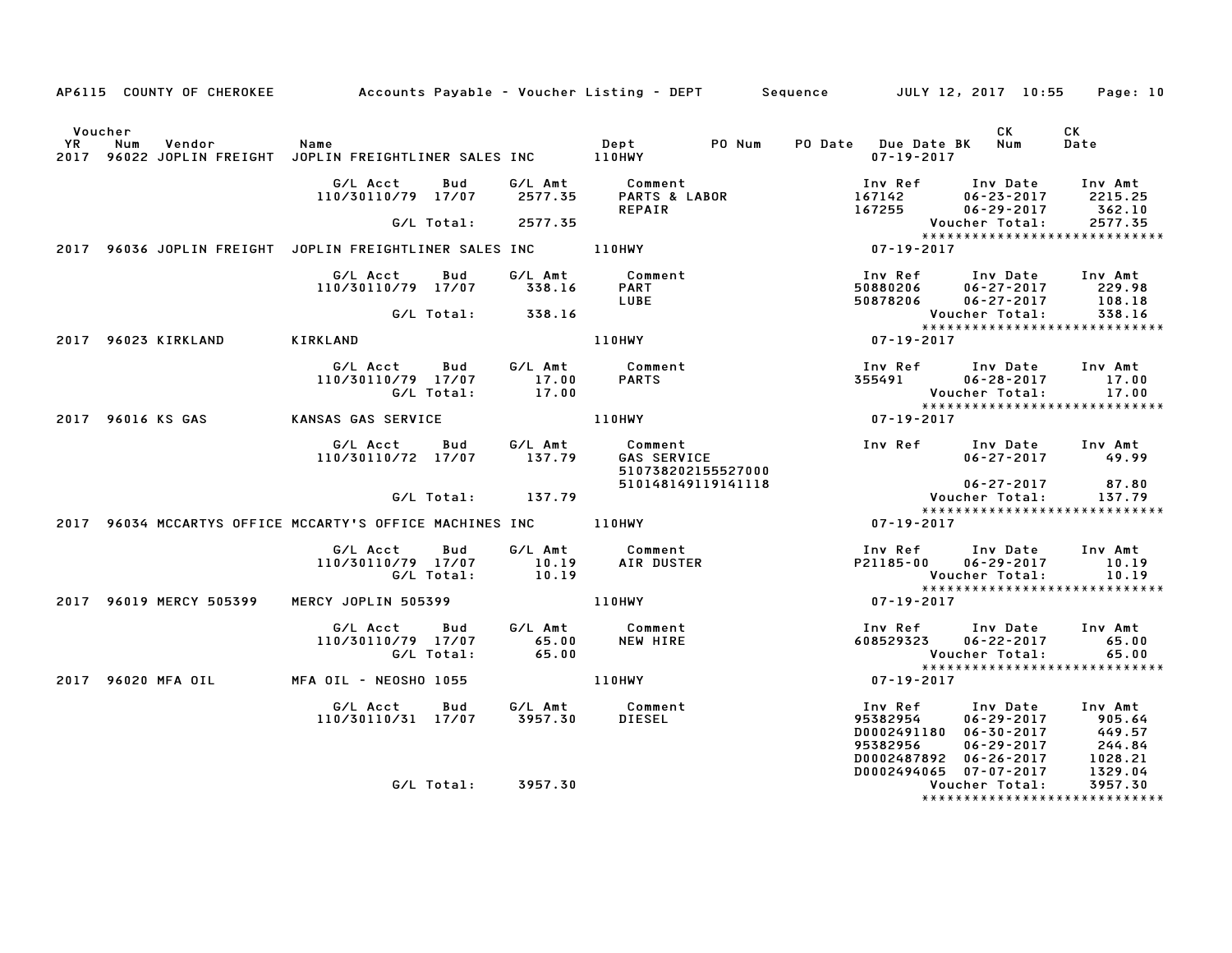AP6115 COUNTY OF CHEROKEE Accounts Payable - Voucher Listing - DEPT Sequence JULY 12, 2017 10:55 Page: 10

| Voucher YR | Num | Vendor | Name | Dept | PO Num | PO Date | Due Date BK | CK Num | CK Date |
|---|---|---|---|---|---|---|---|---|---|
| 2017 | 96022 | JOPLIN FREIGHT | JOPLIN FREIGHTLINER SALES INC | 110HWY | | | 07-19-2017 | | |

| G/L Acct | Bud | G/L Amt | Comment | Inv Ref | Inv Date | Inv Amt |
|---|---|---|---|---|---|---|
| 110/30110/79 | 17/07 | 2577.35 | PARTS & LABOR | 167142 | 06-23-2017 | 2215.25 |
| | | | REPAIR | 167255 | 06-29-2017 | 362.10 |
| | G/L Total: | 2577.35 | | | Voucher Total: | 2577.35 |

| Voucher YR | Num | Vendor | Name | Dept | Due Date |
|---|---|---|---|---|---|
| 2017 | 96036 | JOPLIN FREIGHT | JOPLIN FREIGHTLINER SALES INC | 110HWY | 07-19-2017 |

| G/L Acct | Bud | G/L Amt | Comment | Inv Ref | Inv Date | Inv Amt |
|---|---|---|---|---|---|---|
| 110/30110/79 | 17/07 | 338.16 | PART | 50880206 | 06-27-2017 | 229.98 |
| | | | LUBE | 50878206 | 06-27-2017 | 108.18 |
| | G/L Total: | 338.16 | | | Voucher Total: | 338.16 |

| Voucher YR | Num | Vendor | Name | Dept | Due Date |
|---|---|---|---|---|---|
| 2017 | 96023 | KIRKLAND | KIRKLAND | 110HWY | 07-19-2017 |

| G/L Acct | Bud | G/L Amt | Comment | Inv Ref | Inv Date | Inv Amt |
|---|---|---|---|---|---|---|
| 110/30110/79 | 17/07 | 17.00 | PARTS | 355491 | 06-28-2017 | 17.00 |
| | G/L Total: | 17.00 | | | Voucher Total: | 17.00 |

| Voucher YR | Num | Vendor | Name | Dept | Due Date |
|---|---|---|---|---|---|
| 2017 | 96016 | KS GAS | KANSAS GAS SERVICE | 110HWY | 07-19-2017 |

| G/L Acct | Bud | G/L Amt | Comment | Inv Ref | Inv Date | Inv Amt |
|---|---|---|---|---|---|---|
| 110/30110/72 | 17/07 | 137.79 | GAS SERVICE | | 06-27-2017 | 49.99 |
| | | | 510738202155527000 | | | |
| | | | 510148149119141118 | | 06-27-2017 | 87.80 |
| | G/L Total: | 137.79 | | | Voucher Total: | 137.79 |

| Voucher YR | Num | Vendor | Name | Dept | Due Date |
|---|---|---|---|---|---|
| 2017 | 96034 | MCCARTYS OFFICE | MCCARTY'S OFFICE MACHINES INC | 110HWY | 07-19-2017 |

| G/L Acct | Bud | G/L Amt | Comment | Inv Ref | Inv Date | Inv Amt |
|---|---|---|---|---|---|---|
| 110/30110/79 | 17/07 | 10.19 | AIR DUSTER | P21185-00 | 06-29-2017 | 10.19 |
| | G/L Total: | 10.19 | | | Voucher Total: | 10.19 |

| Voucher YR | Num | Vendor | Name | Dept | Due Date |
|---|---|---|---|---|---|
| 2017 | 96019 | MERCY 505399 | MERCY JOPLIN 505399 | 110HWY | 07-19-2017 |

| G/L Acct | Bud | G/L Amt | Comment | Inv Ref | Inv Date | Inv Amt |
|---|---|---|---|---|---|---|
| 110/30110/79 | 17/07 | 65.00 | NEW HIRE | 608529323 | 06-22-2017 | 65.00 |
| | G/L Total: | 65.00 | | | Voucher Total: | 65.00 |

| Voucher YR | Num | Vendor | Name | Dept | Due Date |
|---|---|---|---|---|---|
| 2017 | 96020 | MFA OIL | MFA OIL - NEOSHO 1055 | 110HWY | 07-19-2017 |

| G/L Acct | Bud | G/L Amt | Comment | Inv Ref | Inv Date | Inv Amt |
|---|---|---|---|---|---|---|
| 110/30110/31 | 17/07 | 3957.30 | DIESEL | 95382954 | 06-29-2017 | 905.64 |
| | | | | D0002491180 | 06-30-2017 | 449.57 |
| | | | | 95382956 | 06-29-2017 | 244.84 |
| | | | | D0002487892 | 06-26-2017 | 1028.21 |
| | | | | D0002494065 | 07-07-2017 | 1329.04 |
| | G/L Total: | 3957.30 | | | Voucher Total: | 3957.30 |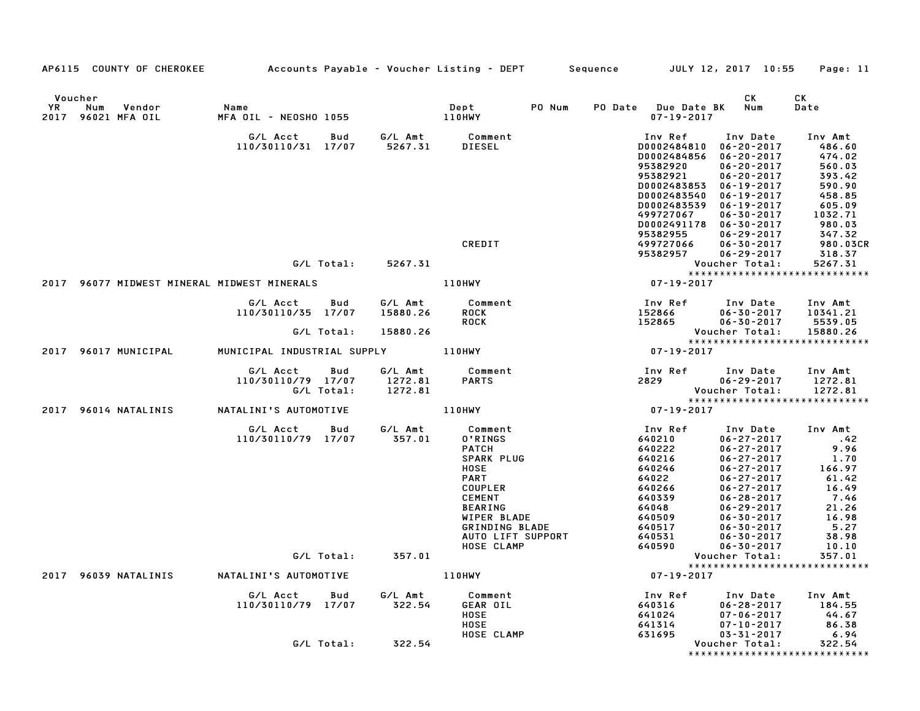AP6115 COUNTY OF CHEROKEE — Accounts Payable - Voucher Listing - DEPT — Sequence — JULY 12, 2017 10:55

| Voucher YR | Num | Vendor | Name | Dept | PO Num | PO Date | Due Date BK | CK Num | CK Date |
|---|---|---|---|---|---|---|---|---|---|
| 2017 | 96021 | MFA OIL | MFA OIL - NEOSHO 1055 | 110HWY | | | 07-19-2017 | | |

| G/L Acct | Bud | G/L Amt | Comment | Inv Ref | Inv Date | Inv Amt |
|---|---|---|---|---|---|---|
| 110/30110/31 | 17/07 | 5267.31 | DIESEL | D0002484810 | 06-20-2017 | 486.60 |
| | | | | D0002484856 | 06-20-2017 | 474.02 |
| | | | | 95382920 | 06-20-2017 | 560.03 |
| | | | | 95382921 | 06-20-2017 | 393.42 |
| | | | | D0002483853 | 06-19-2017 | 590.90 |
| | | | | D0002483540 | 06-19-2017 | 458.85 |
| | | | | D0002483539 | 06-19-2017 | 605.09 |
| | | | | 499727067 | 06-30-2017 | 1032.71 |
| | | | | D0002491178 | 06-30-2017 | 980.03 |
| | | | | 95382955 | 06-29-2017 | 347.32 |
| | | | CREDIT | 499727066 | 06-30-2017 | 980.03CR |
| | | | | 95382957 | 06-29-2017 | 318.37 |
| | G/L Total: | 5267.31 | | | Voucher Total: | 5267.31 |

| Voucher YR | Num | Vendor | Name | Dept | PO Num | PO Date | Due Date BK | CK Num | CK Date |
|---|---|---|---|---|---|---|---|---|---|
| 2017 | 96077 | MIDWEST MINERAL | MIDWEST MINERALS | 110HWY | | | 07-19-2017 | | |

| G/L Acct | Bud | G/L Amt | Comment | Inv Ref | Inv Date | Inv Amt |
|---|---|---|---|---|---|---|
| 110/30110/35 | 17/07 | 15880.26 | ROCK | 152866 | 06-30-2017 | 10341.21 |
| | | | ROCK | 152865 | 06-30-2017 | 5539.05 |
| | G/L Total: | 15880.26 | | | Voucher Total: | 15880.26 |

| Voucher YR | Num | Vendor | Name | Dept | PO Num | PO Date | Due Date BK | CK Num | CK Date |
|---|---|---|---|---|---|---|---|---|---|
| 2017 | 96017 | MUNICIPAL | MUNICIPAL INDUSTRIAL SUPPLY | 110HWY | | | 07-19-2017 | | |

| G/L Acct | Bud | G/L Amt | Comment | Inv Ref | Inv Date | Inv Amt |
|---|---|---|---|---|---|---|
| 110/30110/79 | 17/07 | 1272.81 | PARTS | 2829 | 06-29-2017 | 1272.81 |
| | G/L Total: | 1272.81 | | | Voucher Total: | 1272.81 |

| Voucher YR | Num | Vendor | Name | Dept | PO Num | PO Date | Due Date BK | CK Num | CK Date |
|---|---|---|---|---|---|---|---|---|---|
| 2017 | 96014 | NATALINIS | NATALINI'S AUTOMOTIVE | 110HWY | | | 07-19-2017 | | |

| G/L Acct | Bud | G/L Amt | Comment | Inv Ref | Inv Date | Inv Amt |
|---|---|---|---|---|---|---|
| 110/30110/79 | 17/07 | 357.01 | O'RINGS | 640210 | 06-27-2017 | .42 |
| | | | PATCH | 640222 | 06-27-2017 | 9.96 |
| | | | SPARK PLUG | 640216 | 06-27-2017 | 1.70 |
| | | | HOSE | 640246 | 06-27-2017 | 166.97 |
| | | | PART | 64022 | 06-27-2017 | 61.42 |
| | | | COUPLER | 640266 | 06-27-2017 | 16.49 |
| | | | CEMENT | 640339 | 06-28-2017 | 7.46 |
| | | | BEARING | 64048 | 06-29-2017 | 21.26 |
| | | | WIPER BLADE | 640509 | 06-30-2017 | 16.98 |
| | | | GRINDING BLADE | 640517 | 06-30-2017 | 5.27 |
| | | | AUTO LIFT SUPPORT | 640531 | 06-30-2017 | 38.98 |
| | | | HOSE CLAMP | 640590 | 06-30-2017 | 10.10 |
| | G/L Total: | 357.01 | | | Voucher Total: | 357.01 |

| Voucher YR | Num | Vendor | Name | Dept | PO Num | PO Date | Due Date BK | CK Num | CK Date |
|---|---|---|---|---|---|---|---|---|---|
| 2017 | 96039 | NATALINIS | NATALINI'S AUTOMOTIVE | 110HWY | | | 07-19-2017 | | |

| G/L Acct | Bud | G/L Amt | Comment | Inv Ref | Inv Date | Inv Amt |
|---|---|---|---|---|---|---|
| 110/30110/79 | 17/07 | 322.54 | GEAR OIL | 640316 | 06-28-2017 | 184.55 |
| | | | HOSE | 641024 | 07-06-2017 | 44.67 |
| | | | HOSE | 641314 | 07-10-2017 | 86.38 |
| | | | HOSE CLAMP | 631695 | 03-31-2017 | 6.94 |
| | G/L Total: | 322.54 | | | Voucher Total: | 322.54 |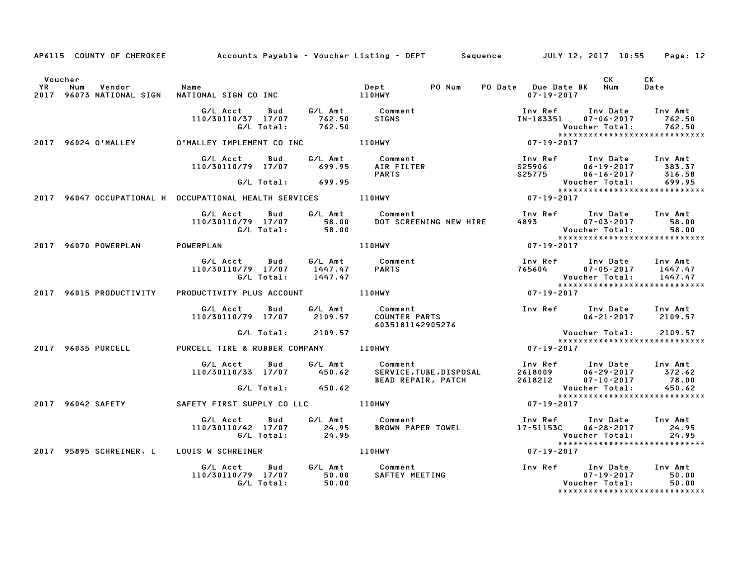AP6115 COUNTY OF CHEROKEE — Accounts Payable - Voucher Listing - DEPT — Sequence — JULY 12, 2017 10:55

| Voucher YR | Num | Vendor | Name | Dept | PO Num | PO Date | Due Date BK | CK Num | CK Date |
|---|---|---|---|---|---|---|---|---|---|
| 2017 | 96073 | NATIONAL SIGN | NATIONAL SIGN CO INC | 110HWY | | | 07-19-2017 | | |

| G/L Acct | Bud | G/L Amt | Comment | Inv Ref | Inv Date | Inv Amt |
|---|---|---|---|---|---|---|
| 110/30110/37 | 17/07 | 762.50 | SIGNS | IN-183351 | 07-06-2017 | 762.50 |
| | G/L Total: | 762.50 | | | Voucher Total: | 762.50 |

******************************

| Voucher YR | Num | Vendor | Name | Dept | Due Date BK |
|---|---|---|---|---|---|
| 2017 | 96024 | O'MALLEY | O'MALLEY IMPLEMENT CO INC | 110HWY | 07-19-2017 |

| G/L Acct | Bud | G/L Amt | Comment | Inv Ref | Inv Date | Inv Amt |
|---|---|---|---|---|---|---|
| 110/30110/79 | 17/07 | 699.95 | AIR FILTER | S25906 | 06-19-2017 | 383.37 |
| | | | PARTS | S25775 | 06-16-2017 | 316.58 |
| | G/L Total: | 699.95 | | | Voucher Total: | 699.95 |

******************************

| Voucher YR | Num | Vendor | Name | Dept | Due Date BK |
|---|---|---|---|---|---|
| 2017 | 96047 | OCCUPATIONAL H | OCCUPATIONAL HEALTH SERVICES | 110HWY | 07-19-2017 |

| G/L Acct | Bud | G/L Amt | Comment | Inv Ref | Inv Date | Inv Amt |
|---|---|---|---|---|---|---|
| 110/30110/79 | 17/07 | 58.00 | DOT SCREENING NEW HIRE | 4893 | 07-03-2017 | 58.00 |
| | G/L Total: | 58.00 | | | Voucher Total: | 58.00 |

******************************

| Voucher YR | Num | Vendor | Name | Dept | Due Date BK |
|---|---|---|---|---|---|
| 2017 | 96070 | POWERPLAN | POWERPLAN | 110HWY | 07-19-2017 |

| G/L Acct | Bud | G/L Amt | Comment | Inv Ref | Inv Date | Inv Amt |
|---|---|---|---|---|---|---|
| 110/30110/79 | 17/07 | 1447.47 | PARTS | 765604 | 07-05-2017 | 1447.47 |
| | G/L Total: | 1447.47 | | | Voucher Total: | 1447.47 |

******************************

| Voucher YR | Num | Vendor | Name | Dept | Due Date BK |
|---|---|---|---|---|---|
| 2017 | 96015 | PRODUCTIVITY | PRODUCTIVITY PLUS ACCOUNT | 110HWY | 07-19-2017 |

| G/L Acct | Bud | G/L Amt | Comment | Inv Ref | Inv Date | Inv Amt |
|---|---|---|---|---|---|---|
| 110/30110/79 | 17/07 | 2109.57 | COUNTER PARTS 6035181142905276 | | 06-21-2017 | 2109.57 |
| | G/L Total: | 2109.57 | | | Voucher Total: | 2109.57 |

******************************

| Voucher YR | Num | Vendor | Name | Dept | Due Date BK |
|---|---|---|---|---|---|
| 2017 | 96035 | PURCELL | PURCELL TIRE & RUBBER COMPANY | 110HWY | 07-19-2017 |

| G/L Acct | Bud | G/L Amt | Comment | Inv Ref | Inv Date | Inv Amt |
|---|---|---|---|---|---|---|
| 110/30110/33 | 17/07 | 450.62 | SERVICE,TUBE,DISPOSAL | 2618009 | 06-29-2017 | 372.62 |
| | | | BEAD REPAIR, PATCH | 2618212 | 07-10-2017 | 78.00 |
| | G/L Total: | 450.62 | | | Voucher Total: | 450.62 |

******************************

| Voucher YR | Num | Vendor | Name | Dept | Due Date BK |
|---|---|---|---|---|---|
| 2017 | 96042 | SAFETY | SAFETY FIRST SUPPLY CO LLC | 110HWY | 07-19-2017 |

| G/L Acct | Bud | G/L Amt | Comment | Inv Ref | Inv Date | Inv Amt |
|---|---|---|---|---|---|---|
| 110/30110/42 | 17/07 | 24.95 | BROWN PAPER TOWEL | 17-51153C | 06-28-2017 | 24.95 |
| | G/L Total: | 24.95 | | | Voucher Total: | 24.95 |

******************************

| Voucher YR | Num | Vendor | Name | Dept | Due Date BK |
|---|---|---|---|---|---|
| 2017 | 95895 | SCHREINER, L | LOUIS W SCHREINER | 110HWY | 07-19-2017 |

| G/L Acct | Bud | G/L Amt | Comment | Inv Ref | Inv Date | Inv Amt |
|---|---|---|---|---|---|---|
| 110/30110/79 | 17/07 | 50.00 | SAFTEY MEETING | | 07-19-2017 | 50.00 |
| | G/L Total: | 50.00 | | | Voucher Total: | 50.00 |

******************************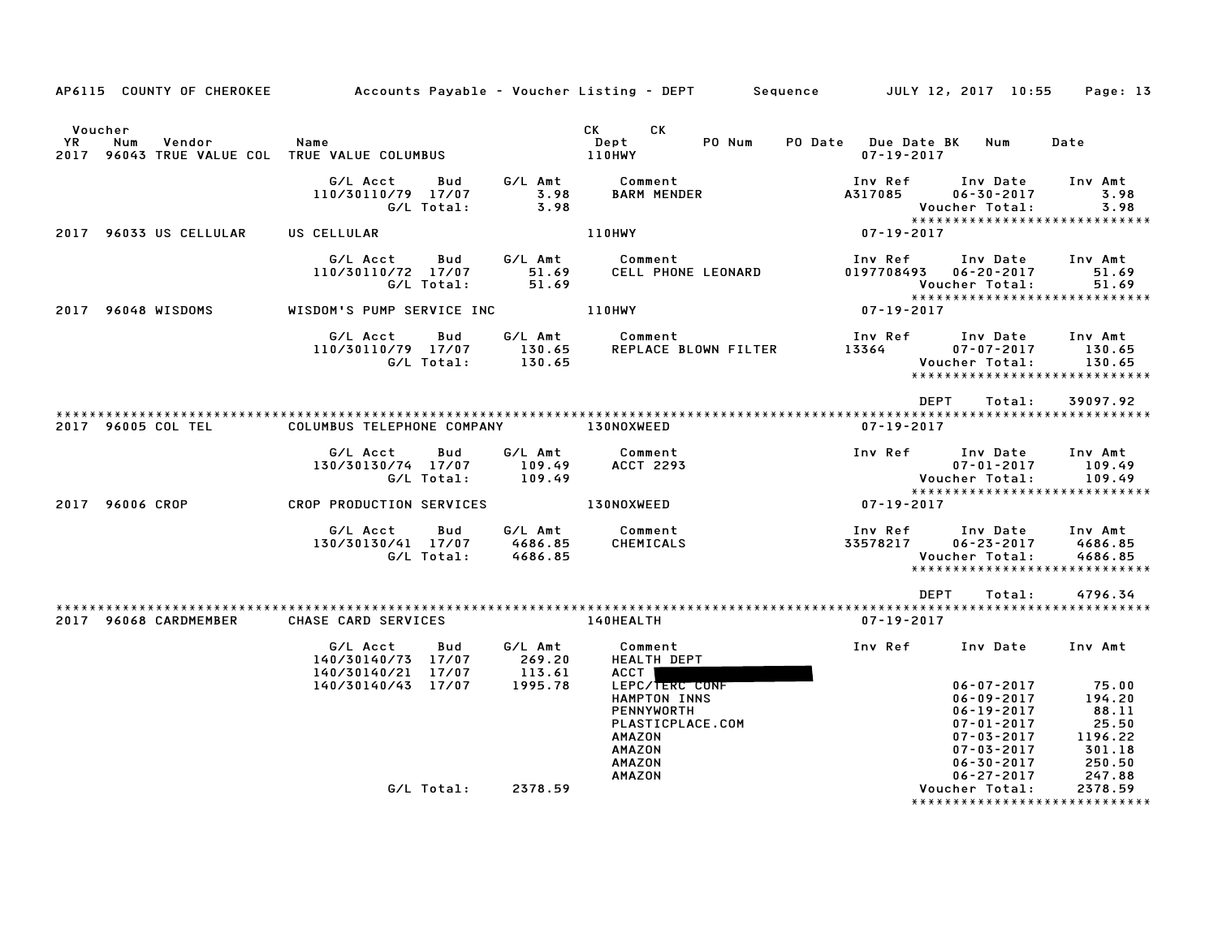AP6115 COUNTY OF CHEROKEE — Accounts Payable - Voucher Listing - DEPT — Sequence — JULY 12, 2017 10:55

| Voucher YR | Num | Vendor | Name | CK Dept | CK PO Num | PO Date | Due Date | BK | Num | Date |
|---|---|---|---|---|---|---|---|---|---|---|
| 2017 | 96043 | TRUE VALUE COL | TRUE VALUE COLUMBUS | 110HWY | | | 07-19-2017 | | | |

| G/L Acct | Bud | G/L Amt | Comment | Inv Ref | Inv Date | Inv Amt |
|---|---|---|---|---|---|---|
| 110/30110/79 | 17/07 | 3.98 | BARM MENDER | A317085 | 06-30-2017 | 3.98 |
| | G/L Total: | 3.98 | | | Voucher Total: | 3.98 |

******************************

| Voucher YR | Num | Vendor | Name | CK Dept | Due Date |
|---|---|---|---|---|---|
| 2017 | 96033 | US CELLULAR | US CELLULAR | 110HWY | 07-19-2017 |

| G/L Acct | Bud | G/L Amt | Comment | Inv Ref | Inv Date | Inv Amt |
|---|---|---|---|---|---|---|
| 110/30110/72 | 17/07 | 51.69 | CELL PHONE LEONARD | 0197708493 | 06-20-2017 | 51.69 |
| | G/L Total: | 51.69 | | | Voucher Total: | 51.69 |

******************************

| Voucher YR | Num | Vendor | Name | CK Dept | Due Date |
|---|---|---|---|---|---|
| 2017 | 96048 | WISDOMS | WISDOM'S PUMP SERVICE INC | 110HWY | 07-19-2017 |

| G/L Acct | Bud | G/L Amt | Comment | Inv Ref | Inv Date | Inv Amt |
|---|---|---|---|---|---|---|
| 110/30110/79 | 17/07 | 130.65 | REPLACE BLOWN FILTER | 13364 | 07-07-2017 | 130.65 |
| | G/L Total: | 130.65 | | | Voucher Total: | 130.65 |

******************************

DEPT Total: 39097.92

******************************

| Voucher YR | Num | Vendor | Name | CK Dept | Due Date |
|---|---|---|---|---|---|
| 2017 | 96005 | COL TEL | COLUMBUS TELEPHONE COMPANY | 130NOXWEED | 07-19-2017 |

| G/L Acct | Bud | G/L Amt | Comment | Inv Ref | Inv Date | Inv Amt |
|---|---|---|---|---|---|---|
| 130/30130/74 | 17/07 | 109.49 | ACCT 2293 | | 07-01-2017 | 109.49 |
| | G/L Total: | 109.49 | | | Voucher Total: | 109.49 |

******************************

| Voucher YR | Num | Vendor | Name | CK Dept | Due Date |
|---|---|---|---|---|---|
| 2017 | 96006 | CROP | CROP PRODUCTION SERVICES | 130NOXWEED | 07-19-2017 |

| G/L Acct | Bud | G/L Amt | Comment | Inv Ref | Inv Date | Inv Amt |
|---|---|---|---|---|---|---|
| 130/30130/41 | 17/07 | 4686.85 | CHEMICALS | 33578217 | 06-23-2017 | 4686.85 |
| | G/L Total: | 4686.85 | | | Voucher Total: | 4686.85 |

******************************

DEPT Total: 4796.34

******************************

| Voucher YR | Num | Vendor | Name | CK Dept | Due Date |
|---|---|---|---|---|---|
| 2017 | 96068 | CARDMEMBER | CHASE CARD SERVICES | 140HEALTH | 07-19-2017 |

| G/L Acct | Bud | G/L Amt | Comment | Inv Ref | Inv Date | Inv Amt |
|---|---|---|---|---|---|---|
| 140/30140/73 | 17/07 | 269.20 | HEALTH DEPT | | | |
| 140/30140/21 | 17/07 | 113.61 | ACCT [REDACTED] | | | |
| 140/30140/43 | 17/07 | 1995.78 | LEPC/TERC CONF | | 06-07-2017 | 75.00 |
| | | | HAMPTON INNS | | 06-09-2017 | 194.20 |
| | | | PENNYWORTH | | 06-19-2017 | 88.11 |
| | | | PLASTICPLACE.COM | | 07-01-2017 | 25.50 |
| | | | AMAZON | | 07-03-2017 | 1196.22 |
| | | | AMAZON | | 07-03-2017 | 301.18 |
| | | | AMAZON | | 06-30-2017 | 250.50 |
| | | | AMAZON | | 06-27-2017 | 247.88 |
| | G/L Total: | 2378.59 | | | Voucher Total: | 2378.59 |

******************************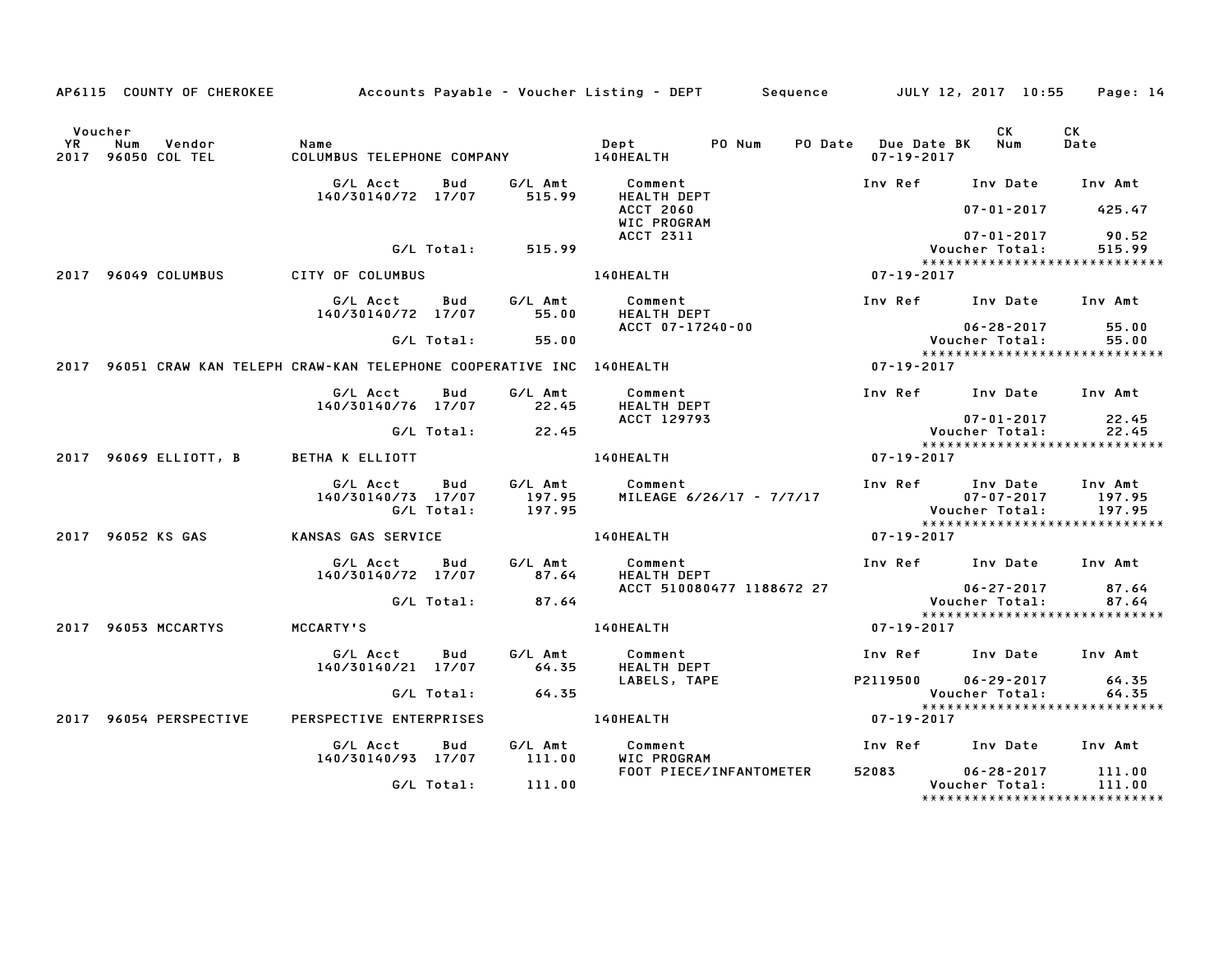AP6115 COUNTY OF CHEROKEE — Accounts Payable - Voucher Listing - DEPT — Sequence — JULY 12, 2017 10:55

| Voucher YR | Num | Vendor | Name | Dept | PO Num | PO Date | Due Date BK | CK Num | CK Date |
|---|---|---|---|---|---|---|---|---|---|
| 2017 | 96050 | COL TEL | COLUMBUS TELEPHONE COMPANY | 140HEALTH | | | 07-19-2017 | | |

| G/L Acct | Bud | G/L Amt | Comment | Inv Ref | Inv Date | Inv Amt |
|---|---|---|---|---|---|---|
| 140/30140/72 | 17/07 | 515.99 | HEALTH DEPT | | | |
| | | | ACCT 2060 | | 07-01-2017 | 425.47 |
| | | | WIC PROGRAM | | | |
| | | | ACCT 2311 | | 07-01-2017 | 90.52 |
| | G/L Total: | 515.99 | | | Voucher Total: | 515.99 |

****************************

| Voucher YR | Num | Vendor | Name | Dept | Due Date BK |
|---|---|---|---|---|---|
| 2017 | 96049 | COLUMBUS | CITY OF COLUMBUS | 140HEALTH | 07-19-2017 |

| G/L Acct | Bud | G/L Amt | Comment | Inv Ref | Inv Date | Inv Amt |
|---|---|---|---|---|---|---|
| 140/30140/72 | 17/07 | 55.00 | HEALTH DEPT | | | |
| | | | ACCT 07-17240-00 | | 06-28-2017 | 55.00 |
| | G/L Total: | 55.00 | | | Voucher Total: | 55.00 |

****************************

| Voucher YR | Num | Vendor | Name | Dept | Due Date BK |
|---|---|---|---|---|---|
| 2017 | 96051 | CRAW KAN TELEPH | CRAW-KAN TELEPHONE COOPERATIVE INC | 140HEALTH | 07-19-2017 |

| G/L Acct | Bud | G/L Amt | Comment | Inv Ref | Inv Date | Inv Amt |
|---|---|---|---|---|---|---|
| 140/30140/76 | 17/07 | 22.45 | HEALTH DEPT | | | |
| | | | ACCT 129793 | | 07-01-2017 | 22.45 |
| | G/L Total: | 22.45 | | | Voucher Total: | 22.45 |

****************************

| Voucher YR | Num | Vendor | Name | Dept | Due Date BK |
|---|---|---|---|---|---|
| 2017 | 96069 | ELLIOTT, B | BETHA K ELLIOTT | 140HEALTH | 07-19-2017 |

| G/L Acct | Bud | G/L Amt | Comment | Inv Ref | Inv Date | Inv Amt |
|---|---|---|---|---|---|---|
| 140/30140/73 | 17/07 | 197.95 | MILEAGE 6/26/17 - 7/7/17 | | 07-07-2017 | 197.95 |
| | G/L Total: | 197.95 | | | Voucher Total: | 197.95 |

****************************

| Voucher YR | Num | Vendor | Name | Dept | Due Date BK |
|---|---|---|---|---|---|
| 2017 | 96052 | KS GAS | KANSAS GAS SERVICE | 140HEALTH | 07-19-2017 |

| G/L Acct | Bud | G/L Amt | Comment | Inv Ref | Inv Date | Inv Amt |
|---|---|---|---|---|---|---|
| 140/30140/72 | 17/07 | 87.64 | HEALTH DEPT | | | |
| | | | ACCT 510080477 1188672 27 | | 06-27-2017 | 87.64 |
| | G/L Total: | 87.64 | | | Voucher Total: | 87.64 |

****************************

| Voucher YR | Num | Vendor | Name | Dept | Due Date BK |
|---|---|---|---|---|---|
| 2017 | 96053 | MCCARTYS | MCCARTY'S | 140HEALTH | 07-19-2017 |

| G/L Acct | Bud | G/L Amt | Comment | Inv Ref | Inv Date | Inv Amt |
|---|---|---|---|---|---|---|
| 140/30140/21 | 17/07 | 64.35 | HEALTH DEPT | | | |
| | | | LABELS, TAPE | P2119500 | 06-29-2017 | 64.35 |
| | G/L Total: | 64.35 | | | Voucher Total: | 64.35 |

****************************

| Voucher YR | Num | Vendor | Name | Dept | Due Date BK |
|---|---|---|---|---|---|
| 2017 | 96054 | PERSPECTIVE | PERSPECTIVE ENTERPRISES | 140HEALTH | 07-19-2017 |

| G/L Acct | Bud | G/L Amt | Comment | Inv Ref | Inv Date | Inv Amt |
|---|---|---|---|---|---|---|
| 140/30140/93 | 17/07 | 111.00 | WIC PROGRAM | | | |
| | | | FOOT PIECE/INFANTOMETER | 52083 | 06-28-2017 | 111.00 |
| | G/L Total: | 111.00 | | | Voucher Total: | 111.00 |

****************************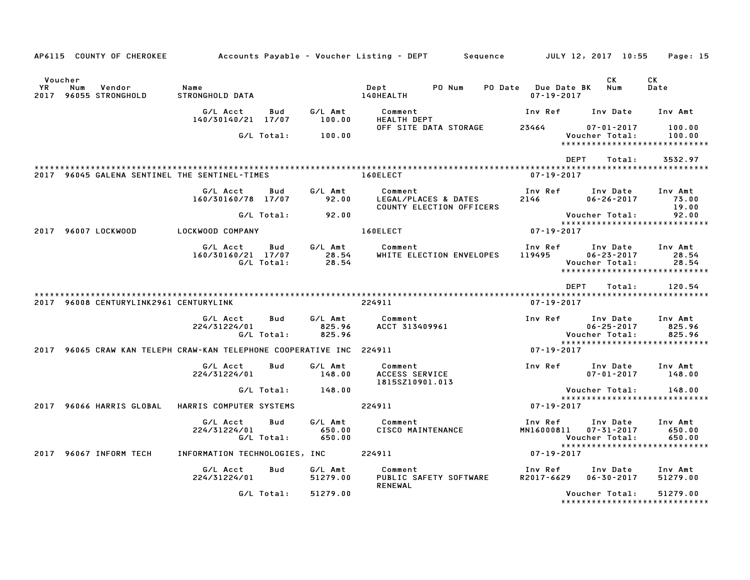AP6115 COUNTY OF CHEROKEE — Accounts Payable - Voucher Listing - DEPT — Sequence — JULY 12, 2017 10:55

| Voucher YR | Num | Vendor | Name | Dept | PO Num | PO Date | Due Date BK | CK Num | CK Date |
|---|---|---|---|---|---|---|---|---|---|
| 2017 | 96055 | STRONGHOLD | STRONGHOLD DATA | 140HEALTH | | | 07-19-2017 | | |

| G/L Acct | Bud | G/L Amt | Comment | Inv Ref | Inv Date | Inv Amt |
|---|---|---|---|---|---|---|
| 140/30140/21 | 17/07 | 100.00 | HEALTH DEPT | | | |
| | | | OFF SITE DATA STORAGE | 23464 | 07-01-2017 | 100.00 |
| | G/L Total: | 100.00 | | | Voucher Total: | 100.00 |

DEPT Total: 3532.97

| Voucher YR | Num | Vendor | Name | Dept | PO Num | PO Date | Due Date BK | CK Num | CK Date |
|---|---|---|---|---|---|---|---|---|---|
| 2017 | 96045 | GALENA SENTINEL | THE SENTINEL-TIMES | 160ELECT | | | 07-19-2017 | | |

| G/L Acct | Bud | G/L Amt | Comment | Inv Ref | Inv Date | Inv Amt |
|---|---|---|---|---|---|---|
| 160/30160/78 | 17/07 | 92.00 | LEGAL/PLACES & DATES | 2146 | 06-26-2017 | 73.00 |
| | | | COUNTY ELECTION OFFICERS | | | 19.00 |
| | G/L Total: | 92.00 | | | Voucher Total: | 92.00 |

| Voucher YR | Num | Vendor | Name | Dept | PO Num | PO Date | Due Date BK | CK Num | CK Date |
|---|---|---|---|---|---|---|---|---|---|
| 2017 | 96007 | LOCKWOOD | LOCKWOOD COMPANY | 160ELECT | | | 07-19-2017 | | |

| G/L Acct | Bud | G/L Amt | Comment | Inv Ref | Inv Date | Inv Amt |
|---|---|---|---|---|---|---|
| 160/30160/21 | 17/07 | 28.54 | WHITE ELECTION ENVELOPES | 119495 | 06-23-2017 | 28.54 |
| | G/L Total: | 28.54 | | | Voucher Total: | 28.54 |

DEPT Total: 120.54

| Voucher YR | Num | Vendor | Name | Dept | PO Num | PO Date | Due Date BK | CK Num | CK Date |
|---|---|---|---|---|---|---|---|---|---|
| 2017 | 96008 | CENTURYLINK2961 | CENTURYLINK | 224911 | | | 07-19-2017 | | |

| G/L Acct | Bud | G/L Amt | Comment | Inv Ref | Inv Date | Inv Amt |
|---|---|---|---|---|---|---|
| 224/31224/01 | | 825.96 | ACCT 313409961 | | 06-25-2017 | 825.96 |
| | G/L Total: | 825.96 | | | Voucher Total: | 825.96 |

| Voucher YR | Num | Vendor | Name | Dept | PO Num | PO Date | Due Date BK | CK Num | CK Date |
|---|---|---|---|---|---|---|---|---|---|
| 2017 | 96065 | CRAW KAN TELEPH | CRAW-KAN TELEPHONE COOPERATIVE INC | 224911 | | | 07-19-2017 | | |

| G/L Acct | Bud | G/L Amt | Comment | Inv Ref | Inv Date | Inv Amt |
|---|---|---|---|---|---|---|
| 224/31224/01 | | 148.00 | ACCESS SERVICE | | 07-01-2017 | 148.00 |
| | | | 1815SZ10901.013 | | | |
| | G/L Total: | 148.00 | | | Voucher Total: | 148.00 |

| Voucher YR | Num | Vendor | Name | Dept | PO Num | PO Date | Due Date BK | CK Num | CK Date |
|---|---|---|---|---|---|---|---|---|---|
| 2017 | 96066 | HARRIS GLOBAL | HARRIS COMPUTER SYSTEMS | 224911 | | | 07-19-2017 | | |

| G/L Acct | Bud | G/L Amt | Comment | Inv Ref | Inv Date | Inv Amt |
|---|---|---|---|---|---|---|
| 224/31224/01 | | 650.00 | CISCO MAINTENANCE | MN16000811 | 07-31-2017 | 650.00 |
| | G/L Total: | 650.00 | | | Voucher Total: | 650.00 |

| Voucher YR | Num | Vendor | Name | Dept | PO Num | PO Date | Due Date BK | CK Num | CK Date |
|---|---|---|---|---|---|---|---|---|---|
| 2017 | 96067 | INFORM TECH | INFORMATION TECHNOLOGIES, INC | 224911 | | | 07-19-2017 | | |

| G/L Acct | Bud | G/L Amt | Comment | Inv Ref | Inv Date | Inv Amt |
|---|---|---|---|---|---|---|
| 224/31224/01 | | 51279.00 | PUBLIC SAFETY SOFTWARE | R2017-6629 | 06-30-2017 | 51279.00 |
| | | | RENEWAL | | | |
| | G/L Total: | 51279.00 | | | Voucher Total: | 51279.00 |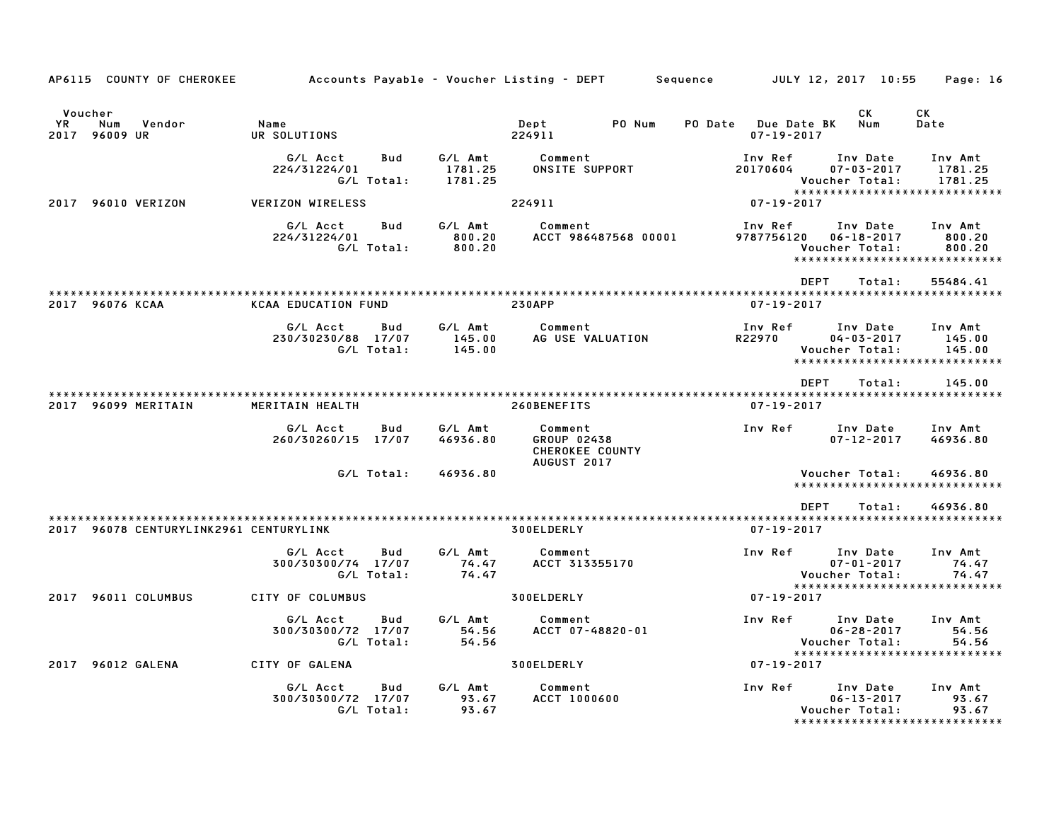AP6115 COUNTY OF CHEROKEE — Accounts Payable - Voucher Listing - DEPT — Sequence — JULY 12, 2017 10:55

| Voucher YR | Num | Vendor | Name | Dept | PO Num | PO Date | Due Date BK | CK Num | CK Date |
|---|---|---|---|---|---|---|---|---|---|
| 2017 | 96009 | UR | UR SOLUTIONS | 224911 | | | 07-19-2017 | | |

| G/L Acct | Bud | G/L Amt | Comment | Inv Ref | Inv Date | Inv Amt |
|---|---|---|---|---|---|---|
| 224/31224/01 | | 1781.25 | ONSITE SUPPORT | 20170604 | 07-03-2017 | 1781.25 |
| | G/L Total: | 1781.25 | | | Voucher Total: | 1781.25 |

| Voucher YR | Num | Vendor | Name | Dept | Due Date BK |
|---|---|---|---|---|---|
| 2017 | 96010 | VERIZON | VERIZON WIRELESS | 224911 | 07-19-2017 |

| G/L Acct | Bud | G/L Amt | Comment | Inv Ref | Inv Date | Inv Amt |
|---|---|---|---|---|---|---|
| 224/31224/01 | | 800.20 | ACCT 986487568 00001 | 9787756120 | 06-18-2017 | 800.20 |
| | G/L Total: | 800.20 | | | Voucher Total: | 800.20 |

DEPT Total: 55484.41

| Voucher YR | Num | Vendor | Name | Dept | Due Date BK |
|---|---|---|---|---|---|
| 2017 | 96076 | KCAA | KCAA EDUCATION FUND | 230APP | 07-19-2017 |

| G/L Acct | Bud | G/L Amt | Comment | Inv Ref | Inv Date | Inv Amt |
|---|---|---|---|---|---|---|
| 230/30230/88 | 17/07 | 145.00 | AG USE VALUATION | R22970 | 04-03-2017 | 145.00 |
| | G/L Total: | 145.00 | | | Voucher Total: | 145.00 |

DEPT Total: 145.00

| Voucher YR | Num | Vendor | Name | Dept | Due Date BK |
|---|---|---|---|---|---|
| 2017 | 96099 | MERITAIN | MERITAIN HEALTH | 260BENEFITS | 07-19-2017 |

| G/L Acct | Bud | G/L Amt | Comment | Inv Ref | Inv Date | Inv Amt |
|---|---|---|---|---|---|---|
| 260/30260/15 | 17/07 | 46936.80 | GROUP 02438 CHEROKEE COUNTY AUGUST 2017 | | 07-12-2017 | 46936.80 |
| | G/L Total: | 46936.80 | | | Voucher Total: | 46936.80 |

DEPT Total: 46936.80

| Voucher YR | Num | Vendor | Name | Dept | Due Date BK |
|---|---|---|---|---|---|
| 2017 | 96078 | CENTURYLINK2961 | CENTURYLINK | 300ELDERLY | 07-19-2017 |

| G/L Acct | Bud | G/L Amt | Comment | Inv Ref | Inv Date | Inv Amt |
|---|---|---|---|---|---|---|
| 300/30300/74 | 17/07 | 74.47 | ACCT 313355170 | | 07-01-2017 | 74.47 |
| | G/L Total: | 74.47 | | | Voucher Total: | 74.47 |

| Voucher YR | Num | Vendor | Name | Dept | Due Date BK |
|---|---|---|---|---|---|
| 2017 | 96011 | COLUMBUS | CITY OF COLUMBUS | 300ELDERLY | 07-19-2017 |

| G/L Acct | Bud | G/L Amt | Comment | Inv Ref | Inv Date | Inv Amt |
|---|---|---|---|---|---|---|
| 300/30300/72 | 17/07 | 54.56 | ACCT 07-48820-01 | | 06-28-2017 | 54.56 |
| | G/L Total: | 54.56 | | | Voucher Total: | 54.56 |

| Voucher YR | Num | Vendor | Name | Dept | Due Date BK |
|---|---|---|---|---|---|
| 2017 | 96012 | GALENA | CITY OF GALENA | 300ELDERLY | 07-19-2017 |

| G/L Acct | Bud | G/L Amt | Comment | Inv Ref | Inv Date | Inv Amt |
|---|---|---|---|---|---|---|
| 300/30300/72 | 17/07 | 93.67 | ACCT 1000600 | | 06-13-2017 | 93.67 |
| | G/L Total: | 93.67 | | | Voucher Total: | 93.67 |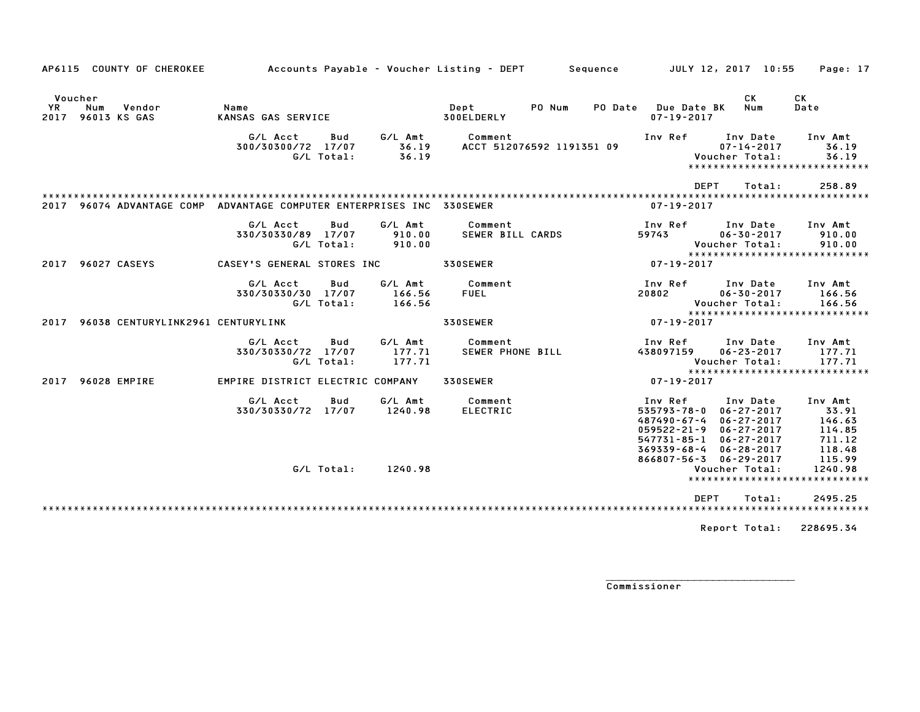AP6115 COUNTY OF CHEROKEE — Accounts Payable - Voucher Listing - DEPT Sequence — JULY 12, 2017 10:55

| Voucher YR | Num | Vendor | Name | Dept | PO Num | PO Date | Due Date BK | CK Num | CK Date |
|---|---|---|---|---|---|---|---|---|---|
| 2017 | 96013 | KS GAS | KANSAS GAS SERVICE | 300ELDERLY | | | 07-19-2017 | | |

| G/L Acct | Bud | G/L Amt | Comment | Inv Ref | Inv Date | Inv Amt |
|---|---|---|---|---|---|---|
| 300/30300/72 | 17/07 | 36.19 | ACCT 512076592 1191351 09 | | 07-14-2017 | 36.19 |
| | G/L Total: | 36.19 | | | Voucher Total: | 36.19 |

DEPT Total: 258.89

| Voucher YR | Num | Vendor | Name | Dept | PO Num | PO Date | Due Date BK | CK Num | CK Date |
|---|---|---|---|---|---|---|---|---|---|
| 2017 | 96074 | ADVANTAGE COMP | ADVANTAGE COMPUTER ENTERPRISES INC | 330SEWER | | | 07-19-2017 | | |

| G/L Acct | Bud | G/L Amt | Comment | Inv Ref | Inv Date | Inv Amt |
|---|---|---|---|---|---|---|
| 330/30330/89 | 17/07 | 910.00 | SEWER BILL CARDS | 59743 | 06-30-2017 | 910.00 |
| | G/L Total: | 910.00 | | | Voucher Total: | 910.00 |

| Voucher YR | Num | Vendor | Name | Dept | PO Num | PO Date | Due Date BK | CK Num | CK Date |
|---|---|---|---|---|---|---|---|---|---|
| 2017 | 96027 | CASEYS | CASEY'S GENERAL STORES INC | 330SEWER | | | 07-19-2017 | | |

| G/L Acct | Bud | G/L Amt | Comment | Inv Ref | Inv Date | Inv Amt |
|---|---|---|---|---|---|---|
| 330/30330/30 | 17/07 | 166.56 | FUEL | 20802 | 06-30-2017 | 166.56 |
| | G/L Total: | 166.56 | | | Voucher Total: | 166.56 |

| Voucher YR | Num | Vendor | Name | Dept | PO Num | PO Date | Due Date BK | CK Num | CK Date |
|---|---|---|---|---|---|---|---|---|---|
| 2017 | 96038 | CENTURYLINK2961 | CENTURYLINK | 330SEWER | | | 07-19-2017 | | |

| G/L Acct | Bud | G/L Amt | Comment | Inv Ref | Inv Date | Inv Amt |
|---|---|---|---|---|---|---|
| 330/30330/72 | 17/07 | 177.71 | SEWER PHONE BILL | 438097159 | 06-23-2017 | 177.71 |
| | G/L Total: | 177.71 | | | Voucher Total: | 177.71 |

| Voucher YR | Num | Vendor | Name | Dept | PO Num | PO Date | Due Date BK | CK Num | CK Date |
|---|---|---|---|---|---|---|---|---|---|
| 2017 | 96028 | EMPIRE | EMPIRE DISTRICT ELECTRIC COMPANY | 330SEWER | | | 07-19-2017 | | |

| G/L Acct | Bud | G/L Amt | Comment | Inv Ref | Inv Date | Inv Amt |
|---|---|---|---|---|---|---|
| 330/30330/72 | 17/07 | 1240.98 | ELECTRIC | 535793-78-0 | 06-27-2017 | 33.91 |
| | | | | 487490-67-4 | 06-27-2017 | 146.63 |
| | | | | 059522-21-9 | 06-27-2017 | 114.85 |
| | | | | 547731-85-1 | 06-27-2017 | 711.12 |
| | | | | 369339-68-4 | 06-28-2017 | 118.48 |
| | | | | 866807-56-3 | 06-29-2017 | 115.99 |
| | G/L Total: | 1240.98 | | | Voucher Total: | 1240.98 |

DEPT Total: 2495.25

Report Total: 228695.34

\_\_\_\_\_\_\_\_\_\_\_\_\_\_\_\_\_\_\_\_\_\_\_\_\_\_\_\_\_\_

Commissioner